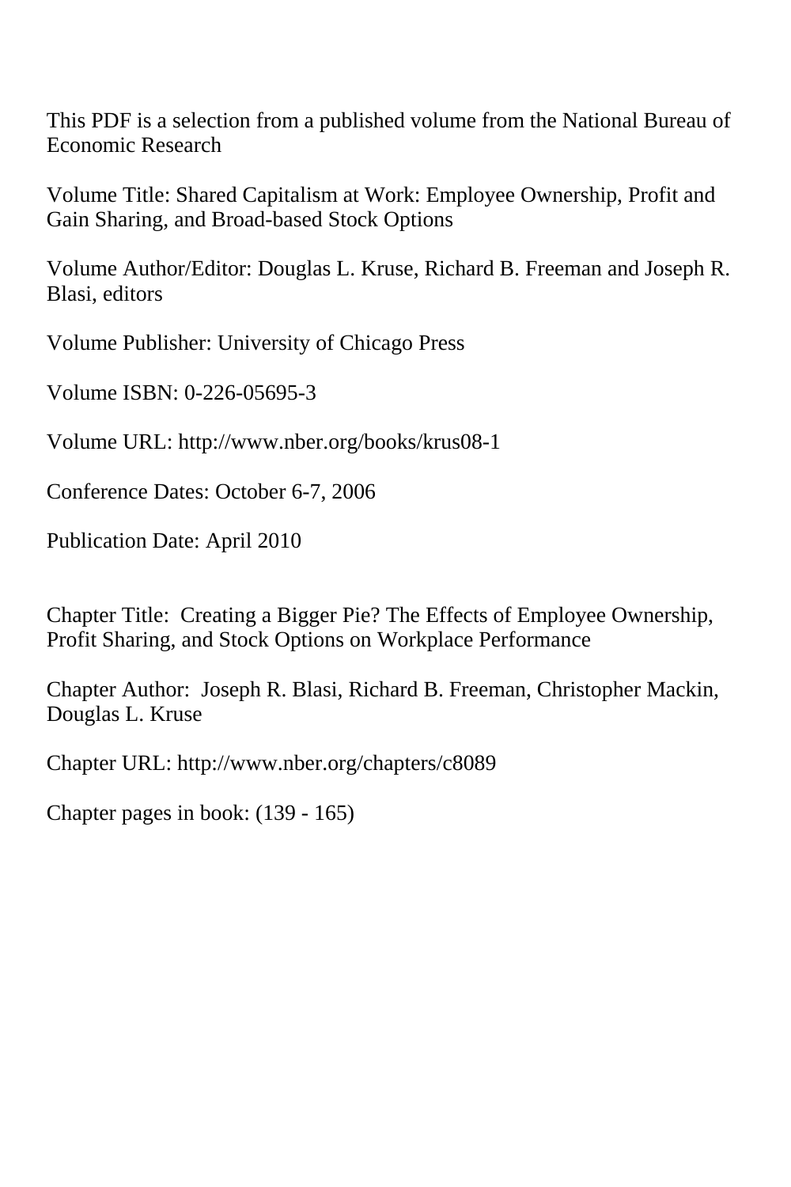This PDF is a selection from a published volume from the National Bureau of Economic Research

Volume Title: Shared Capitalism at Work: Employee Ownership, Profit and Gain Sharing, and Broad-based Stock Options

Volume Author/Editor: Douglas L. Kruse, Richard B. Freeman and Joseph R. Blasi, editors

Volume Publisher: University of Chicago Press

Volume ISBN: 0-226-05695-3

Volume URL: http://www.nber.org/books/krus08-1

Conference Dates: October 6-7, 2006

Publication Date: April 2010

Chapter Title: Creating a Bigger Pie? The Effects of Employee Ownership, Profit Sharing, and Stock Options on Workplace Performance

Chapter Author: Joseph R. Blasi, Richard B. Freeman, Christopher Mackin, Douglas L. Kruse

Chapter URL: http://www.nber.org/chapters/c8089

Chapter pages in book: (139 - 165)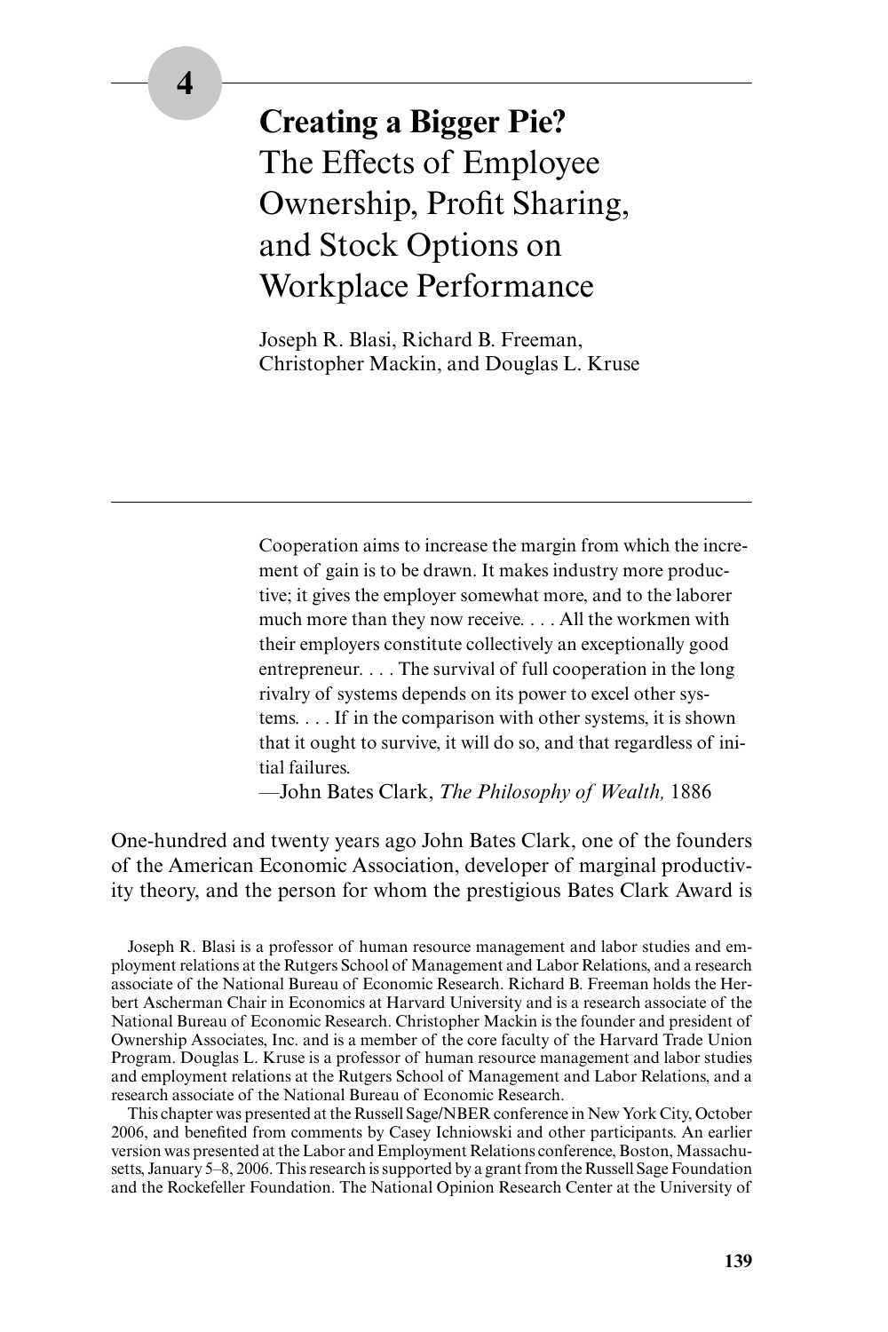# 4

# Creating a Bigger Pie?

## The Effects of Employee Ownership, Profit Sharing, and Stock Options on Workplace Performance

Joseph R. Blasi, Richard B. Freeman, Christopher Mackin, and Douglas L. Kruse

> Cooperation aims to increase the margin from which the increment of gain is to be drawn. It makes industry more productive; it gives the employer somewhat more, and to the laborer much more than they now receive. . . . All the workmen with their employers constitute collectively an exceptionally good entrepreneur. . . . The survival of full cooperation in the long rivalry of systems depends on its power to excel other systems. . . . If in the comparison with other systems, it is shown that it ought to survive, it will do so, and that regardless of initial failures.
>
> —John Bates Clark, *The Philosophy of Wealth,* 1886

One-hundred and twenty years ago John Bates Clark, one of the founders of the American Economic Association, developer of marginal productivity theory, and the person for whom the prestigious Bates Clark Award is

Joseph R. Blasi is a professor of human resource management and labor studies and employment relations at the Rutgers School of Management and Labor Relations, and a research associate of the National Bureau of Economic Research. Richard B. Freeman holds the Herbert Ascherman Chair in Economics at Harvard University and is a research associate of the National Bureau of Economic Research. Christopher Mackin is the founder and president of Ownership Associates, Inc. and is a member of the core faculty of the Harvard Trade Union Program. Douglas L. Kruse is a professor of human resource management and labor studies and employment relations at the Rutgers School of Management and Labor Relations, and a research associate of the National Bureau of Economic Research.

This chapter was presented at the Russell Sage/NBER conference in New York City, October 2006, and benefited from comments by Casey Ichniowski and other participants. An earlier version was presented at the Labor and Employment Relations conference, Boston, Massachusetts, January 5–8, 2006. This research is supported by a grant from the Russell Sage Foundation and the Rockefeller Foundation. The National Opinion Research Center at the University of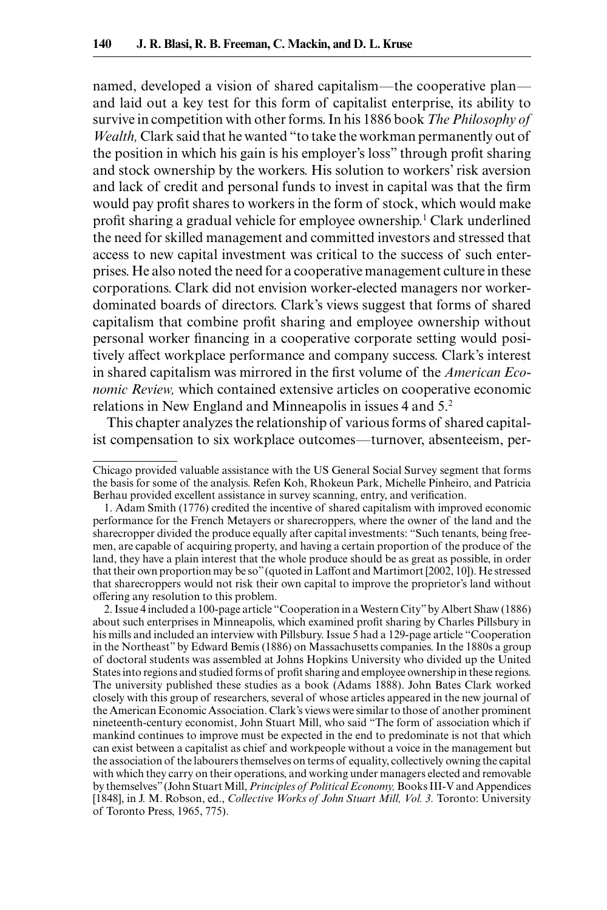named, developed a vision of shared capitalism—the cooperative plan—and laid out a key test for this form of capitalist enterprise, its ability to survive in competition with other forms. In his 1886 book *The Philosophy of Wealth,* Clark said that he wanted "to take the workman permanently out of the position in which his gain is his employer's loss" through profit sharing and stock ownership by the workers. His solution to workers' risk aversion and lack of credit and personal funds to invest in capital was that the firm would pay profit shares to workers in the form of stock, which would make profit sharing a gradual vehicle for employee ownership.[1] Clark underlined the need for skilled management and committed investors and stressed that access to new capital investment was critical to the success of such enterprises. He also noted the need for a cooperative management culture in these corporations. Clark did not envision worker-elected managers nor worker-dominated boards of directors. Clark's views suggest that forms of shared capitalism that combine profit sharing and employee ownership without personal worker financing in a cooperative corporate setting would positively affect workplace performance and company success. Clark's interest in shared capitalism was mirrored in the first volume of the *American Economic Review,* which contained extensive articles on cooperative economic relations in New England and Minneapolis in issues 4 and 5.[2]

This chapter analyzes the relationship of various forms of shared capitalist compensation to six workplace outcomes—turnover, absenteeism, per-

---

Chicago provided valuable assistance with the US General Social Survey segment that forms the basis for some of the analysis. Refen Koh, Rhokeun Park, Michelle Pinheiro, and Patricia Berhau provided excellent assistance in survey scanning, entry, and verification.

1. Adam Smith (1776) credited the incentive of shared capitalism with improved economic performance for the French Metayers or sharecroppers, where the owner of the land and the sharecropper divided the produce equally after capital investments: "Such tenants, being freemen, are capable of acquiring property, and having a certain proportion of the produce of the land, they have a plain interest that the whole produce should be as great as possible, in order that their own proportion may be so" (quoted in Laffont and Martimort [2002, 10]). He stressed that sharecroppers would not risk their own capital to improve the proprietor's land without offering any resolution to this problem.

2. Issue 4 included a 100-page article "Cooperation in a Western City" by Albert Shaw (1886) about such enterprises in Minneapolis, which examined profit sharing by Charles Pillsbury in his mills and included an interview with Pillsbury. Issue 5 had a 129-page article "Cooperation in the Northeast" by Edward Bemis (1886) on Massachusetts companies. In the 1880s a group of doctoral students was assembled at Johns Hopkins University who divided up the United States into regions and studied forms of profit sharing and employee ownership in these regions. The university published these studies as a book (Adams 1888). John Bates Clark worked closely with this group of researchers, several of whose articles appeared in the new journal of the American Economic Association. Clark's views were similar to those of another prominent nineteenth-century economist, John Stuart Mill, who said "The form of association which if mankind continues to improve must be expected in the end to predominate is not that which can exist between a capitalist as chief and workpeople without a voice in the management but the association of the labourers themselves on terms of equality, collectively owning the capital with which they carry on their operations, and working under managers elected and removable by themselves" (John Stuart Mill, *Principles of Political Economy,* Books III-V and Appendices [1848], in J. M. Robson, ed., *Collective Works of John Stuart Mill, Vol. 3.* Toronto: University of Toronto Press, 1965, 775).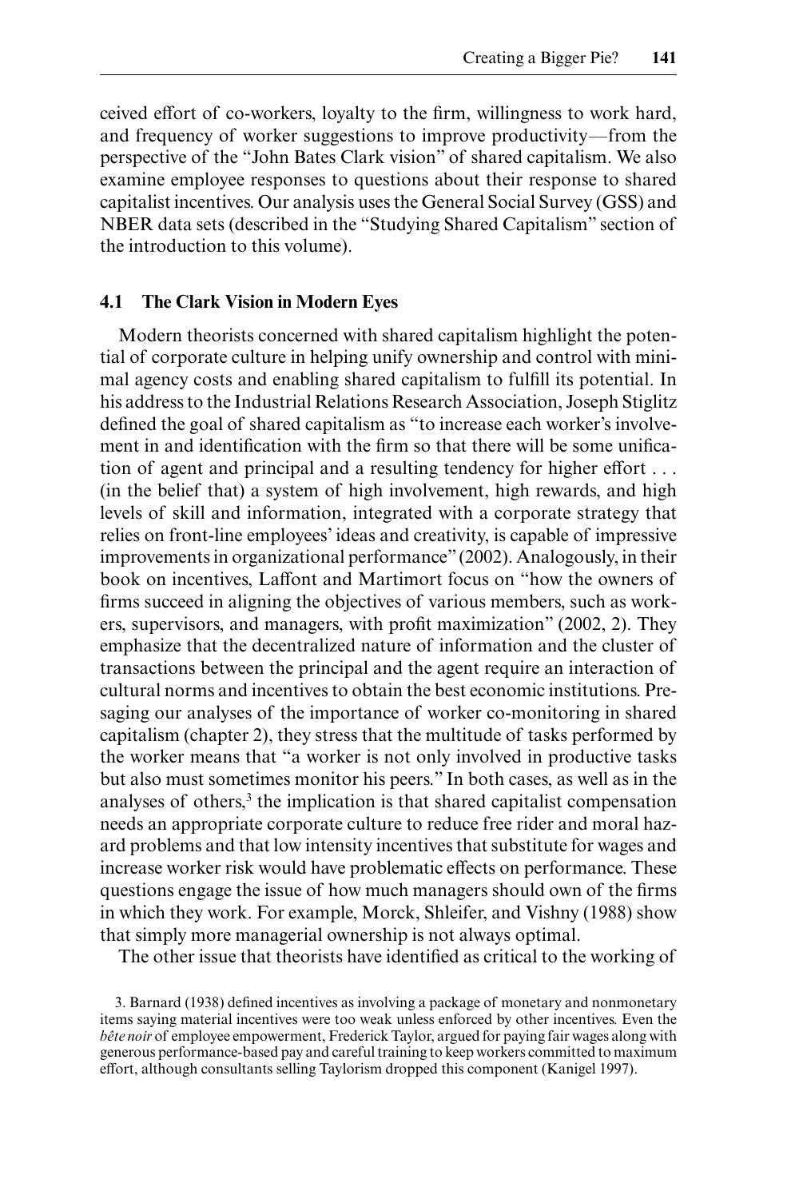ceived effort of co-workers, loyalty to the firm, willingness to work hard, and frequency of worker suggestions to improve productivity—from the perspective of the "John Bates Clark vision" of shared capitalism. We also examine employee responses to questions about their response to shared capitalist incentives. Our analysis uses the General Social Survey (GSS) and NBER data sets (described in the "Studying Shared Capitalism" section of the introduction to this volume).

### 4.1 The Clark Vision in Modern Eyes

Modern theorists concerned with shared capitalism highlight the potential of corporate culture in helping unify ownership and control with minimal agency costs and enabling shared capitalism to fulfill its potential. In his address to the Industrial Relations Research Association, Joseph Stiglitz defined the goal of shared capitalism as "to increase each worker's involvement in and identification with the firm so that there will be some unification of agent and principal and a resulting tendency for higher effort . . . (in the belief that) a system of high involvement, high rewards, and high levels of skill and information, integrated with a corporate strategy that relies on front-line employees' ideas and creativity, is capable of impressive improvements in organizational performance" (2002). Analogously, in their book on incentives, Laffont and Martimort focus on "how the owners of firms succeed in aligning the objectives of various members, such as workers, supervisors, and managers, with profit maximization" (2002, 2). They emphasize that the decentralized nature of information and the cluster of transactions between the principal and the agent require an interaction of cultural norms and incentives to obtain the best economic institutions. Presaging our analyses of the importance of worker co-monitoring in shared capitalism (chapter 2), they stress that the multitude of tasks performed by the worker means that "a worker is not only involved in productive tasks but also must sometimes monitor his peers." In both cases, as well as in the analyses of others,[3] the implication is that shared capitalist compensation needs an appropriate corporate culture to reduce free rider and moral hazard problems and that low intensity incentives that substitute for wages and increase worker risk would have problematic effects on performance. These questions engage the issue of how much managers should own of the firms in which they work. For example, Morck, Shleifer, and Vishny (1988) show that simply more managerial ownership is not always optimal.

The other issue that theorists have identified as critical to the working of

3. Barnard (1938) defined incentives as involving a package of monetary and nonmonetary items saying material incentives were too weak unless enforced by other incentives. Even the *bête noir* of employee empowerment, Frederick Taylor, argued for paying fair wages along with generous performance-based pay and careful training to keep workers committed to maximum effort, although consultants selling Taylorism dropped this component (Kanigel 1997).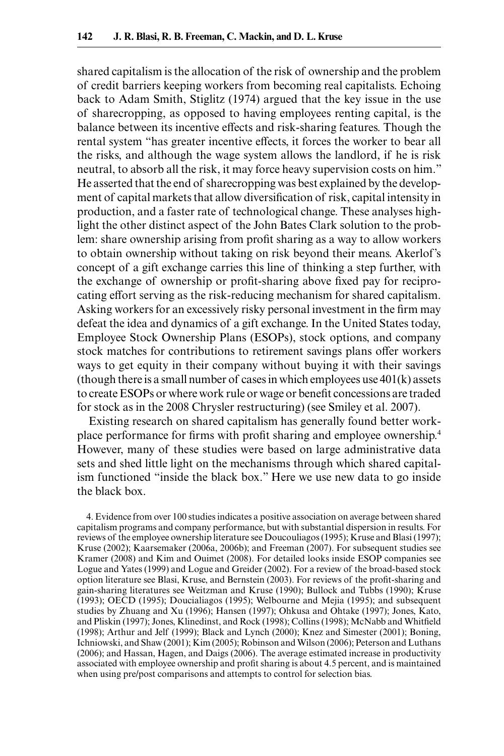shared capitalism is the allocation of the risk of ownership and the problem of credit barriers keeping workers from becoming real capitalists. Echoing back to Adam Smith, Stiglitz (1974) argued that the key issue in the use of sharecropping, as opposed to having employees renting capital, is the balance between its incentive effects and risk-sharing features. Though the rental system "has greater incentive effects, it forces the worker to bear all the risks, and although the wage system allows the landlord, if he is risk neutral, to absorb all the risk, it may force heavy supervision costs on him." He asserted that the end of sharecropping was best explained by the development of capital markets that allow diversification of risk, capital intensity in production, and a faster rate of technological change. These analyses highlight the other distinct aspect of the John Bates Clark solution to the problem: share ownership arising from profit sharing as a way to allow workers to obtain ownership without taking on risk beyond their means. Akerlof's concept of a gift exchange carries this line of thinking a step further, with the exchange of ownership or profit-sharing above fixed pay for reciprocating effort serving as the risk-reducing mechanism for shared capitalism. Asking workers for an excessively risky personal investment in the firm may defeat the idea and dynamics of a gift exchange. In the United States today, Employee Stock Ownership Plans (ESOPs), stock options, and company stock matches for contributions to retirement savings plans offer workers ways to get equity in their company without buying it with their savings (though there is a small number of cases in which employees use 401(k) assets to create ESOPs or where work rule or wage or benefit concessions are traded for stock as in the 2008 Chrysler restructuring) (see Smiley et al. 2007).

Existing research on shared capitalism has generally found better workplace performance for firms with profit sharing and employee ownership.[4] However, many of these studies were based on large administrative data sets and shed little light on the mechanisms through which shared capitalism functioned "inside the black box." Here we use new data to go inside the black box.

4. Evidence from over 100 studies indicates a positive association on average between shared capitalism programs and company performance, but with substantial dispersion in results. For reviews of the employee ownership literature see Doucouliagos (1995); Kruse and Blasi (1997); Kruse (2002); Kaarsemaker (2006a, 2006b); and Freeman (2007). For subsequent studies see Kramer (2008) and Kim and Ouimet (2008). For detailed looks inside ESOP companies see Logue and Yates (1999) and Logue and Greider (2002). For a review of the broad-based stock option literature see Blasi, Kruse, and Bernstein (2003). For reviews of the profit-sharing and gain-sharing literatures see Weitzman and Kruse (1990); Bullock and Tubbs (1990); Kruse (1993); OECD (1995); Doucialiagos (1995); Welbourne and Mejia (1995); and subsequent studies by Zhuang and Xu (1996); Hansen (1997); Ohkusa and Ohtake (1997); Jones, Kato, and Pliskin (1997); Jones, Klinedinst, and Rock (1998); Collins (1998); McNabb and Whitfield (1998); Arthur and Jelf (1999); Black and Lynch (2000); Knez and Simester (2001); Boning, Ichniowski, and Shaw (2001); Kim (2005); Robinson and Wilson (2006); Peterson and Luthans (2006); and Hassan, Hagen, and Daigs (2006). The average estimated increase in productivity associated with employee ownership and profit sharing is about 4.5 percent, and is maintained when using pre/post comparisons and attempts to control for selection bias.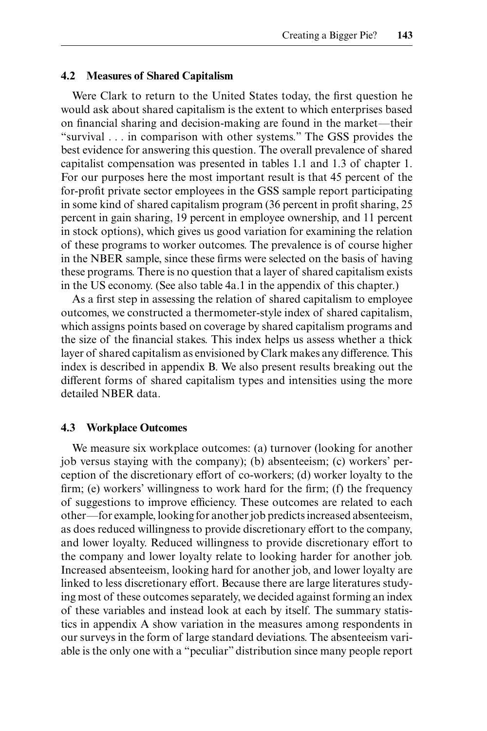## 4.2 Measures of Shared Capitalism

Were Clark to return to the United States today, the first question he would ask about shared capitalism is the extent to which enterprises based on financial sharing and decision-making are found in the market—their "survival . . . in comparison with other systems." The GSS provides the best evidence for answering this question. The overall prevalence of shared capitalist compensation was presented in tables 1.1 and 1.3 of chapter 1. For our purposes here the most important result is that 45 percent of the for-profit private sector employees in the GSS sample report participating in some kind of shared capitalism program (36 percent in profit sharing, 25 percent in gain sharing, 19 percent in employee ownership, and 11 percent in stock options), which gives us good variation for examining the relation of these programs to worker outcomes. The prevalence is of course higher in the NBER sample, since these firms were selected on the basis of having these programs. There is no question that a layer of shared capitalism exists in the US economy. (See also table 4a.1 in the appendix of this chapter.)

As a first step in assessing the relation of shared capitalism to employee outcomes, we constructed a thermometer-style index of shared capitalism, which assigns points based on coverage by shared capitalism programs and the size of the financial stakes. This index helps us assess whether a thick layer of shared capitalism as envisioned by Clark makes any difference. This index is described in appendix B. We also present results breaking out the different forms of shared capitalism types and intensities using the more detailed NBER data.

## 4.3 Workplace Outcomes

We measure six workplace outcomes: (a) turnover (looking for another job versus staying with the company); (b) absenteeism; (c) workers' perception of the discretionary effort of co-workers; (d) worker loyalty to the firm; (e) workers' willingness to work hard for the firm; (f) the frequency of suggestions to improve efficiency. These outcomes are related to each other—for example, looking for another job predicts increased absenteeism, as does reduced willingness to provide discretionary effort to the company, and lower loyalty. Reduced willingness to provide discretionary effort to the company and lower loyalty relate to looking harder for another job. Increased absenteeism, looking hard for another job, and lower loyalty are linked to less discretionary effort. Because there are large literatures studying most of these outcomes separately, we decided against forming an index of these variables and instead look at each by itself. The summary statistics in appendix A show variation in the measures among respondents in our surveys in the form of large standard deviations. The absenteeism variable is the only one with a "peculiar" distribution since many people report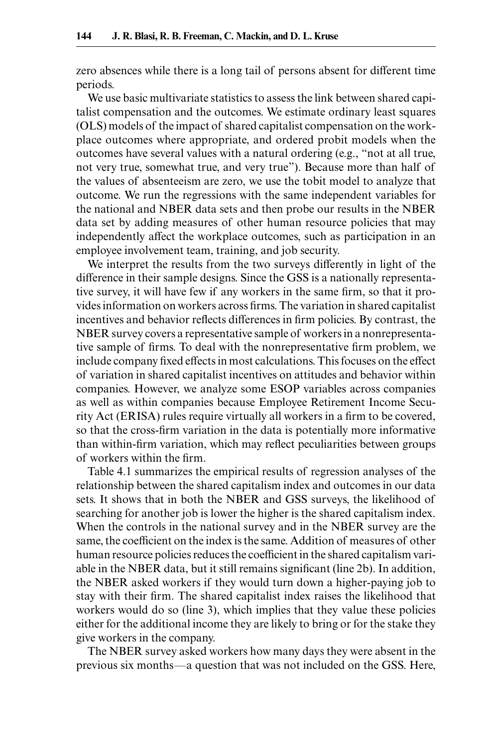zero absences while there is a long tail of persons absent for different time periods.

We use basic multivariate statistics to assess the link between shared capitalist compensation and the outcomes. We estimate ordinary least squares (OLS) models of the impact of shared capitalist compensation on the workplace outcomes where appropriate, and ordered probit models when the outcomes have several values with a natural ordering (e.g., "not at all true, not very true, somewhat true, and very true"). Because more than half of the values of absenteeism are zero, we use the tobit model to analyze that outcome. We run the regressions with the same independent variables for the national and NBER data sets and then probe our results in the NBER data set by adding measures of other human resource policies that may independently affect the workplace outcomes, such as participation in an employee involvement team, training, and job security.

We interpret the results from the two surveys differently in light of the difference in their sample designs. Since the GSS is a nationally representative survey, it will have few if any workers in the same firm, so that it provides information on workers across firms. The variation in shared capitalist incentives and behavior reflects differences in firm policies. By contrast, the NBER survey covers a representative sample of workers in a nonrepresentative sample of firms. To deal with the nonrepresentative firm problem, we include company fixed effects in most calculations. This focuses on the effect of variation in shared capitalist incentives on attitudes and behavior within companies. However, we analyze some ESOP variables across companies as well as within companies because Employee Retirement Income Security Act (ERISA) rules require virtually all workers in a firm to be covered, so that the cross-firm variation in the data is potentially more informative than within-firm variation, which may reflect peculiarities between groups of workers within the firm.

Table 4.1 summarizes the empirical results of regression analyses of the relationship between the shared capitalism index and outcomes in our data sets. It shows that in both the NBER and GSS surveys, the likelihood of searching for another job is lower the higher is the shared capitalism index. When the controls in the national survey and in the NBER survey are the same, the coefficient on the index is the same. Addition of measures of other human resource policies reduces the coefficient in the shared capitalism variable in the NBER data, but it still remains significant (line 2b). In addition, the NBER asked workers if they would turn down a higher-paying job to stay with their firm. The shared capitalist index raises the likelihood that workers would do so (line 3), which implies that they value these policies either for the additional income they are likely to bring or for the stake they give workers in the company.

The NBER survey asked workers how many days they were absent in the previous six months—a question that was not included on the GSS. Here,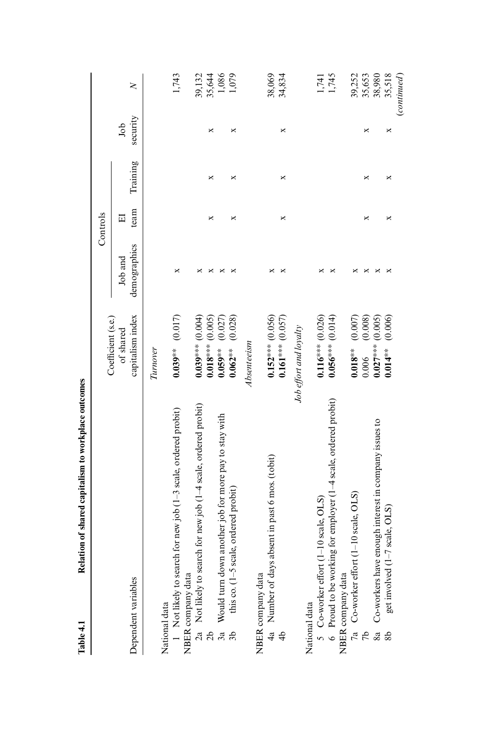**Table 4.1 Relation of shared capitalism to workplace outcomes**

| Dependent variables | Coefficient (s.e.) of shared capitalism index | Controls: Job and demographics | Controls: EI team | Controls: Training | Controls: Job security | N |
|---|---|---|---|---|---|---|
| | *Turnover* | | | | | |
| National data | | | | | | |
| 1 Not likely to search for new job (1–3 scale, ordered probit) | **0.039**** (0.017) | x | | | | 1,743 |
| NBER company data | | | | | | |
| 2a Not likely to search for new job (1–4 scale, ordered probit) | **0.039***** (0.004) | x | | | | 39,132 |
| 2b | **0.018***** (0.005) | x | x | x | x | 35,644 |
| 3a Would turn down another job for more pay to stay with | **0.059**** (0.027) | x | | | | 1,086 |
| 3b this co. (1–5 scale, ordered probit) | **0.062**** (0.028) | x | x | x | x | 1,079 |
| | *Absenteeism* | | | | | |
| NBER company data | | | | | | |
| 4a Number of days absent in past 6 mos. (tobit) | **0.152***** (0.056) | x | | | | 38,069 |
| 4b | **0.161***** (0.057) | x | x | x | x | 34,834 |
| | *Job effort and loyalty* | | | | | |
| National data | | | | | | |
| 5 Co-worker effort (1–10 scale, OLS) | **0.116***** (0.026) | x | | | | 1,741 |
| 6 Proud to be working for employer (1–4 scale, ordered probit) | **0.056***** (0.014) | x | | | | 1,745 |
| NBER company data | | | | | | |
| 7a Co-worker effort (1–10 scale, OLS) | **0.018**** (0.007) | x | | | | 39,252 |
| 7b | 0.006 (0.008) | x | x | x | x | 35,653 |
| 8a Co-workers have enough interest in company issues to | **0.027***** (0.005) | x | | | | 38,980 |
| 8b get involved (1–7 scale, OLS) | **0.014**** (0.006) | x | x | x | x | 35,518 |

(*continued*)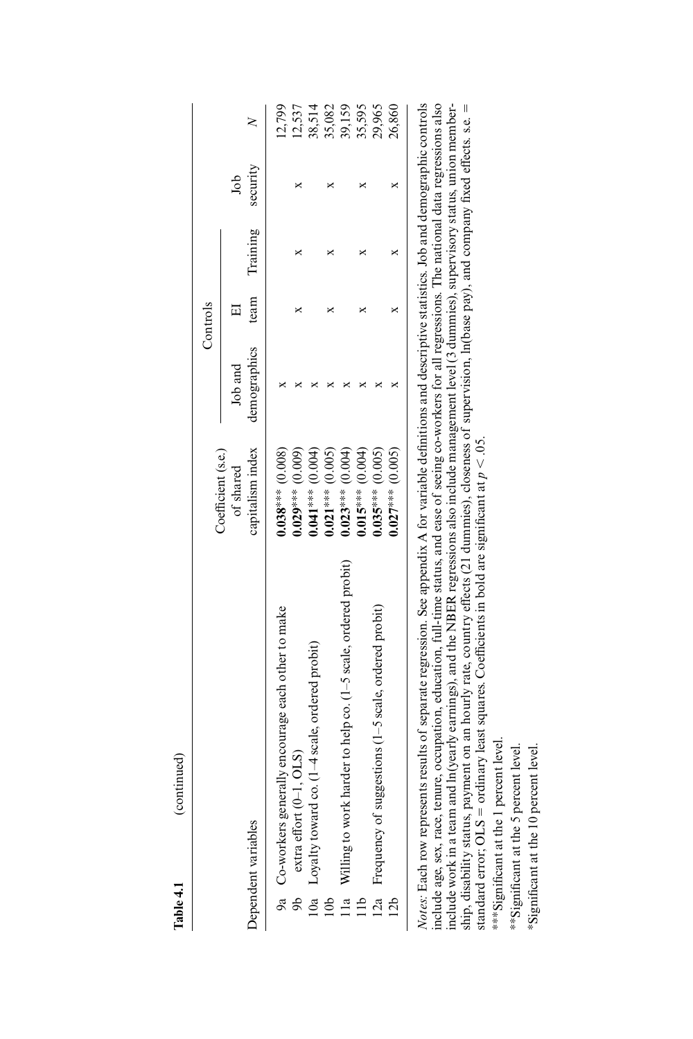**Table 4.1** (continued)

| Dependent variables | Coefficient (s.e.) of shared capitalism index | Controls | | | | N |
|---|---|---|---|---|---|---|
| | | Job and demographics | EI team | Training | Job security | |
| 9a Co-workers generally encourage each other to make | **0.038*****(0.008) | x | | | | 12,799 |
| 9b extra effort (0–1, OLS) | **0.029*****(0.009) | x | x | x | x | 12,537 |
| 10a Loyalty toward co. (1–4 scale, ordered probit) | **0.041*****(0.004) | x | | | | 38,514 |
| 10b | **0.021*****(0.005) | x | x | x | x | 35,082 |
| 11a Willing to work harder to help co. (1–5 scale, ordered probit) | **0.023*****(0.004) | x | | | | 39,159 |
| 11b | **0.015*****(0.004) | x | x | x | x | 35,595 |
| 12a Frequency of suggestions (1–5 scale, ordered probit) | **0.035*****(0.005) | x | | | | 29,965 |
| 12b | **0.027*****(0.005) | x | x | x | x | 26,860 |

*Notes:* Each row represents results of separate regression. See appendix A for variable definitions and descriptive statistics. Job and demographic controls include age, sex, race, tenure, occupation, education, full-time status, and ease of seeing co-workers for all regressions. The national data regressions also include work in a team and ln(yearly earnings), and the NBER regressions also include management level (3 dummies), supervisory status, union membership, disability status, payment on an hourly rate, country effects (21 dummies), closeness of supervision, ln(base pay), and company fixed effects. s.e. = standard error; OLS = ordinary least squares. Coefficients in bold are significant at $p < .05$.

***Significant at the 1 percent level.

**Significant at the 5 percent level.

*Significant at the 10 percent level.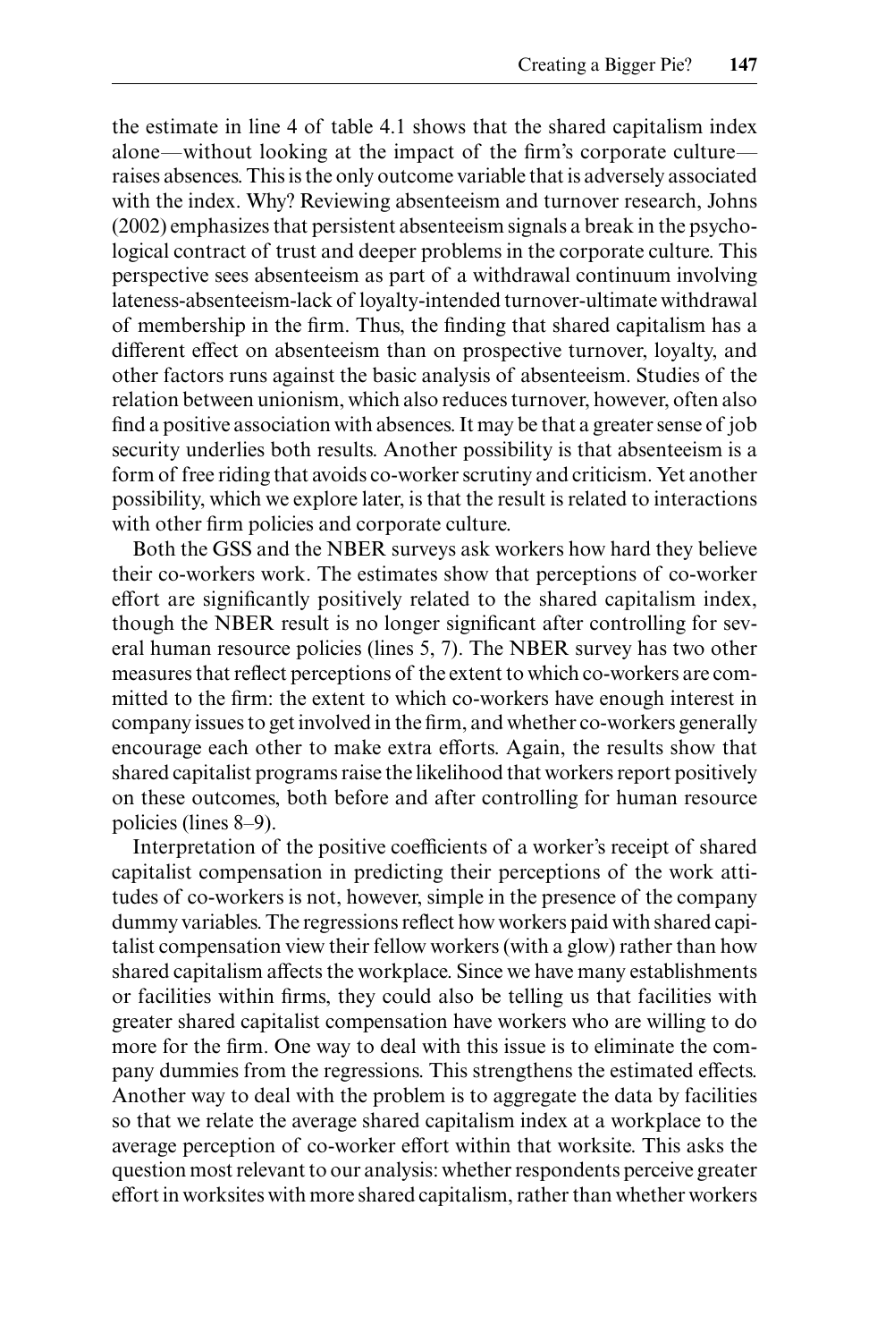the estimate in line 4 of table 4.1 shows that the shared capitalism index alone—without looking at the impact of the firm's corporate culture—raises absences. This is the only outcome variable that is adversely associated with the index. Why? Reviewing absenteeism and turnover research, Johns (2002) emphasizes that persistent absenteeism signals a break in the psychological contract of trust and deeper problems in the corporate culture. This perspective sees absenteeism as part of a withdrawal continuum involving lateness-absenteeism-lack of loyalty-intended turnover-ultimate withdrawal of membership in the firm. Thus, the finding that shared capitalism has a different effect on absenteeism than on prospective turnover, loyalty, and other factors runs against the basic analysis of absenteeism. Studies of the relation between unionism, which also reduces turnover, however, often also find a positive association with absences. It may be that a greater sense of job security underlies both results. Another possibility is that absenteeism is a form of free riding that avoids co-worker scrutiny and criticism. Yet another possibility, which we explore later, is that the result is related to interactions with other firm policies and corporate culture.

Both the GSS and the NBER surveys ask workers how hard they believe their co-workers work. The estimates show that perceptions of co-worker effort are significantly positively related to the shared capitalism index, though the NBER result is no longer significant after controlling for several human resource policies (lines 5, 7). The NBER survey has two other measures that reflect perceptions of the extent to which co-workers are committed to the firm: the extent to which co-workers have enough interest in company issues to get involved in the firm, and whether co-workers generally encourage each other to make extra efforts. Again, the results show that shared capitalist programs raise the likelihood that workers report positively on these outcomes, both before and after controlling for human resource policies (lines 8–9).

Interpretation of the positive coefficients of a worker's receipt of shared capitalist compensation in predicting their perceptions of the work attitudes of co-workers is not, however, simple in the presence of the company dummy variables. The regressions reflect how workers paid with shared capitalist compensation view their fellow workers (with a glow) rather than how shared capitalism affects the workplace. Since we have many establishments or facilities within firms, they could also be telling us that facilities with greater shared capitalist compensation have workers who are willing to do more for the firm. One way to deal with this issue is to eliminate the company dummies from the regressions. This strengthens the estimated effects. Another way to deal with the problem is to aggregate the data by facilities so that we relate the average shared capitalism index at a workplace to the average perception of co-worker effort within that worksite. This asks the question most relevant to our analysis: whether respondents perceive greater effort in worksites with more shared capitalism, rather than whether workers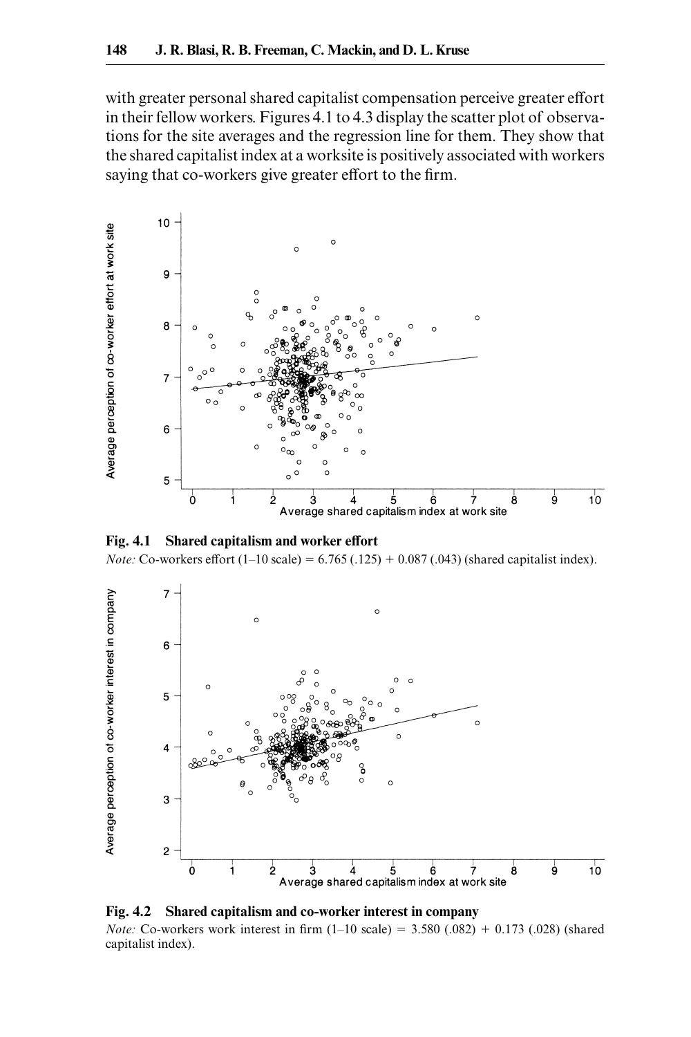with greater personal shared capitalist compensation perceive greater effort in their fellow workers. Figures 4.1 to 4.3 display the scatter plot of observations for the site averages and the regression line for them. They show that the shared capitalist index at a worksite is positively associated with workers saying that co-workers give greater effort to the firm.

**Fig. 4.1 Shared capitalism and worker effort**

*Note:* Co-workers effort (1–10 scale) = 6.765 (.125) + 0.087 (.043) (shared capitalist index).

**Fig. 4.2 Shared capitalism and co-worker interest in company**

*Note:* Co-workers work interest in firm (1–10 scale) = 3.580 (.082) + 0.173 (.028) (shared capitalist index).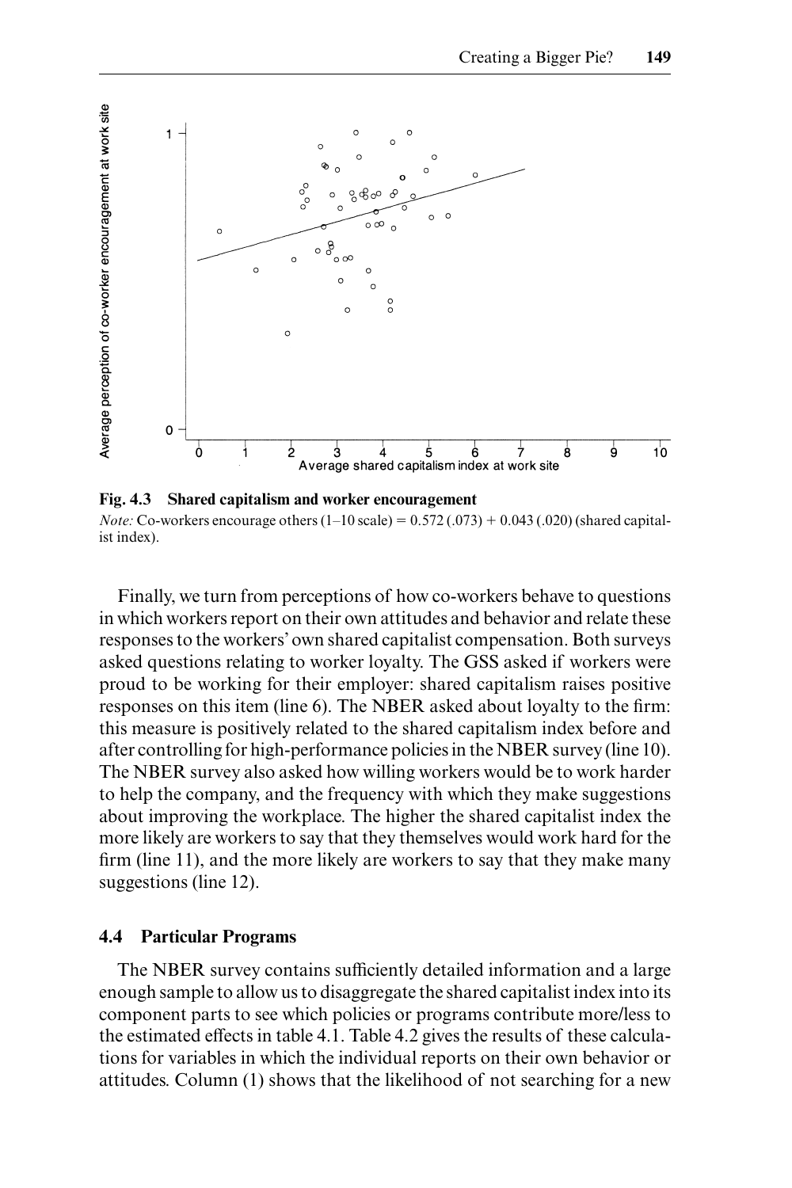**Fig. 4.3 Shared capitalism and worker encouragement**

*Note:* Co-workers encourage others (1–10 scale) = 0.572 (.073) + 0.043 (.020) (shared capitalist index).

Finally, we turn from perceptions of how co-workers behave to questions in which workers report on their own attitudes and behavior and relate these responses to the workers' own shared capitalist compensation. Both surveys asked questions relating to worker loyalty. The GSS asked if workers were proud to be working for their employer: shared capitalism raises positive responses on this item (line 6). The NBER asked about loyalty to the firm: this measure is positively related to the shared capitalism index before and after controlling for high-performance policies in the NBER survey (line 10). The NBER survey also asked how willing workers would be to work harder to help the company, and the frequency with which they make suggestions about improving the workplace. The higher the shared capitalist index the more likely are workers to say that they themselves would work hard for the firm (line 11), and the more likely are workers to say that they make many suggestions (line 12).

### 4.4 Particular Programs

The NBER survey contains sufficiently detailed information and a large enough sample to allow us to disaggregate the shared capitalist index into its component parts to see which policies or programs contribute more/less to the estimated effects in table 4.1. Table 4.2 gives the results of these calculations for variables in which the individual reports on their own behavior or attitudes. Column (1) shows that the likelihood of not searching for a new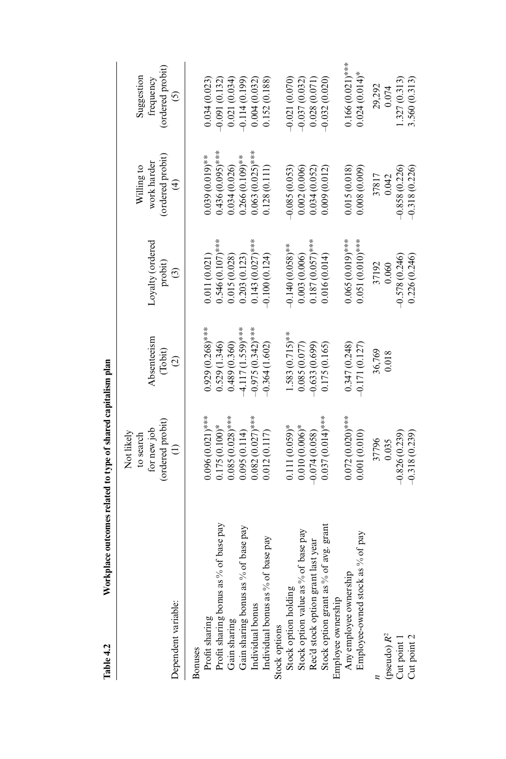**Table 4.2 Workplace outcomes related to type of shared capitalism plan**

| Dependent variable: | Not likely to search for new job (ordered probit) (1) | Absenteeism (Tobit) (2) | Loyalty (ordered probit) (3) | Willing to work harder (ordered probit) (4) | Suggestion frequency (ordered probit) (5) |
|---|---|---|---|---|---|
| Bonuses | | | | | |
| Profit sharing | 0.096 (0.021)*** | 0.929 (0.268)*** | 0.011 (0.021) | 0.039 (0.019)** | 0.034 (0.023) |
| Profit sharing bonus as % of base pay | 0.175 (0.100)* | 0.529 (1.346) | 0.546 (0.107)*** | 0.436 (0.095)*** | –0.091 (0.132) |
| Gain sharing | 0.085 (0.028)*** | 0.489 (0.360) | 0.015 (0.028) | 0.034 (0.026) | 0.021 (0.034) |
| Gain sharing bonus as % of base pay | 0.095 (0.114) | –4.117 (1.559)*** | 0.203 (0.123) | 0.266 (0.109)** | –0.114 (0.199) |
| Individual bonus | 0.082 (0.027)*** | –0.975 (0.342)*** | 0.143 (0.027)*** | 0.063 (0.025)*** | 0.004 (0.032) |
| Individual bonus as % of base pay | 0.012 (0.117) | –0.364 (1.602) | –0.100 (0.124) | 0.128 (0.111) | 0.152 (0.188) |
| Stock options | | | | | |
| Stock option holding | 0.111 (0.059)* | 1.583 (0.715)** | –0.140 (0.058)** | –0.085 (0.053) | –0.021 (0.070) |
| Stock option value as % of base pay | 0.010 (0.006)* | 0.085 (0.077) | 0.003 (0.006) | 0.002 (0.006) | –0.037 (0.032) |
| Rec'd stock option grant last year | –0.074 (0.058) | –0.633 (0.699) | 0.187 (0.057)*** | 0.034 (0.052) | 0.028 (0.071) |
| Stock option grant as % of avg. grant | 0.037 (0.014)*** | 0.175 (0.165) | 0.016 (0.014) | 0.009 (0.012) | –0.032 (0.020) |
| Employee ownership | | | | | |
| Any employee ownership | 0.072 (0.020)*** | 0.347 (0.248) | 0.065 (0.019)*** | 0.015 (0.018) | 0.166 (0.021)*** |
| Employee-owned stock as % of pay | 0.001 (0.010) | –0.171 (0.127) | 0.051 (0.010)*** | 0.008 (0.009) | 0.024 (0.014)* |
| $n$ | 37796 | 36,769 | 37192 | 37817 | 29,292 |
| (pseudo) $R^2$ | 0.035 | 0.018 | 0.060 | 0.042 | 0.074 |
| Cut point 1 | –0.826 (0.239) | | –0.578 (0.246) | –0.858 (0.226) | 1.327 (0.313) |
| Cut point 2 | –0.318 (0.239) | | 0.226 (0.246) | –0.318 (0.226) | 3.560 (0.313) |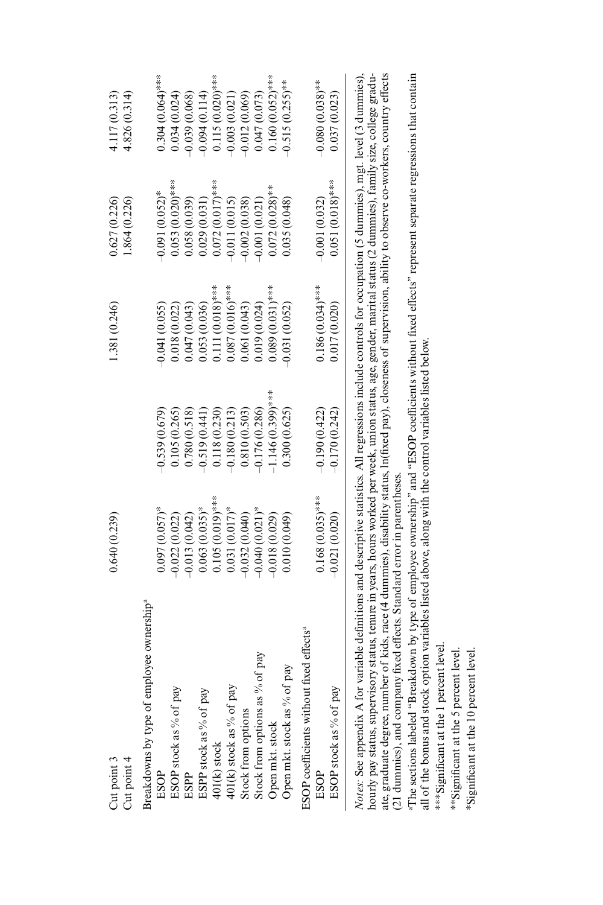| | | | | | |
|---|---|---|---|---|---|
| Cut point 3 | 0.640 (0.239) | | 1.381 (0.246) | 0.627 (0.226) | 4.117 (0.313) |
| Cut point 4 | | | | 1.864 (0.226) | 4.826 (0.314) |
| Breakdowns by type of employee ownership[a] | | | | | |
| ESOP | 0.097 (0.057)* | −0.539 (0.679) | −0.041 (0.055) | −0.091 (0.052)* | 0.304 (0.064)*** |
| ESOP stock as % of pay | −0.022 (0.022) | 0.105 (0.265) | 0.018 (0.022) | 0.053 (0.020)*** | 0.034 (0.024) |
| ESPP | −0.013 (0.042) | 0.780 (0.518) | 0.047 (0.043) | 0.058 (0.039) | −0.039 (0.068) |
| ESPP stock as % of pay | 0.063 (0.035)* | −0.519 (0.441) | 0.053 (0.036) | 0.029 (0.031) | −0.094 (0.114) |
| 401(k) stock | 0.105 (0.019)*** | 0.118 (0.230) | 0.111 (0.018)*** | 0.072 (0.017)*** | 0.115 (0.020)*** |
| 401(k) stock as % of pay | 0.031 (0.017)* | −0.180 (0.213) | 0.087 (0.016)*** | −0.011 (0.015) | −0.003 (0.021) |
| Stock from options | −0.032 (0.040) | 0.810 (0.503) | 0.061 (0.043) | −0.002 (0.038) | −0.012 (0.069) |
| Stock from options as % of pay | −0.040 (0.021)* | −0.176 (0.286) | 0.019 (0.024) | −0.001 (0.021) | 0.047 (0.073) |
| Open mkt. stock | −0.018 (0.029) | −1.146 (0.399)*** | 0.089 (0.031)*** | 0.072 (0.028)** | 0.160 (0.052)*** |
| Open mkt. stock as % of pay | 0.010 (0.049) | 0.300 (0.625) | −0.031 (0.052) | 0.035 (0.048) | −0.515 (0.255)** |
| ESOP coefficients without fixed effects[a] | | | | | |
| ESOP | 0.168 (0.035)*** | −0.190 (0.422) | 0.186 (0.034)*** | −0.001 (0.032) | −0.080 (0.038)** |
| ESOP stock as % of pay | −0.021 (0.020) | −0.170 (0.242) | 0.017 (0.020) | 0.051 (0.018)*** | 0.037 (0.023) |

*Notes:* See appendix A for variable definitions and descriptive statistics. All regressions include controls for occupation (5 dummies), mgt. level (3 dummies), hourly pay status, supervisory status, tenure in years, hours worked per week, union status, age, gender, marital status (2 dummies), family size, college graduate, graduate degree, number of kids, race (4 dummies), disability status, ln(fixed pay), closeness of supervision, ability to observe co-workers, country effects (21 dummies), and company fixed effects. Standard error in parentheses.

[a]The sections labeled "Breakdown by type of employee ownership" and "ESOP coefficients without fixed effects" represent separate regressions that contain all of the bonus and stock option variables listed above, along with the control variables listed below.

***Significant at the 1 percent level.

**Significant at the 5 percent level.

*Significant at the 10 percent level.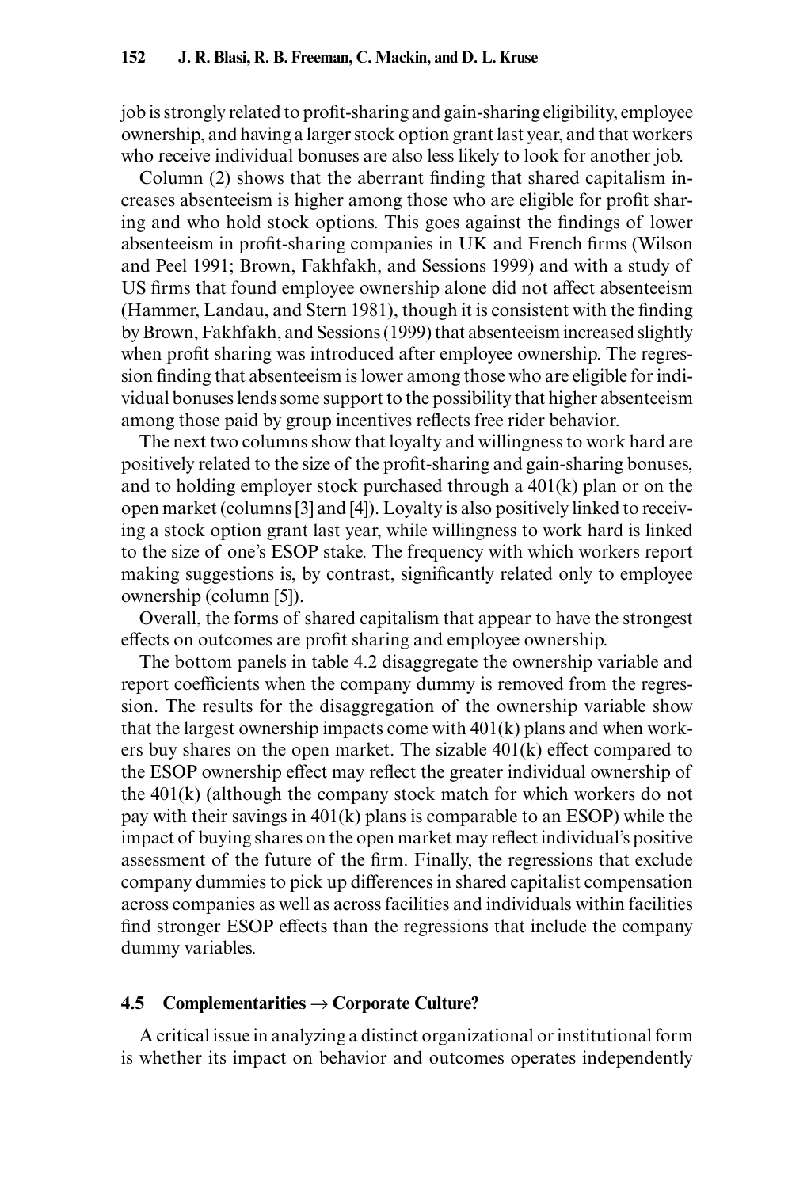job is strongly related to profit-sharing and gain-sharing eligibility, employee ownership, and having a larger stock option grant last year, and that workers who receive individual bonuses are also less likely to look for another job.

Column (2) shows that the aberrant finding that shared capitalism increases absenteeism is higher among those who are eligible for profit sharing and who hold stock options. This goes against the findings of lower absenteeism in profit-sharing companies in UK and French firms (Wilson and Peel 1991; Brown, Fakhfakh, and Sessions 1999) and with a study of US firms that found employee ownership alone did not affect absenteeism (Hammer, Landau, and Stern 1981), though it is consistent with the finding by Brown, Fakhfakh, and Sessions (1999) that absenteeism increased slightly when profit sharing was introduced after employee ownership. The regression finding that absenteeism is lower among those who are eligible for individual bonuses lends some support to the possibility that higher absenteeism among those paid by group incentives reflects free rider behavior.

The next two columns show that loyalty and willingness to work hard are positively related to the size of the profit-sharing and gain-sharing bonuses, and to holding employer stock purchased through a 401(k) plan or on the open market (columns [3] and [4]). Loyalty is also positively linked to receiving a stock option grant last year, while willingness to work hard is linked to the size of one's ESOP stake. The frequency with which workers report making suggestions is, by contrast, significantly related only to employee ownership (column [5]).

Overall, the forms of shared capitalism that appear to have the strongest effects on outcomes are profit sharing and employee ownership.

The bottom panels in table 4.2 disaggregate the ownership variable and report coefficients when the company dummy is removed from the regression. The results for the disaggregation of the ownership variable show that the largest ownership impacts come with 401(k) plans and when workers buy shares on the open market. The sizable 401(k) effect compared to the ESOP ownership effect may reflect the greater individual ownership of the 401(k) (although the company stock match for which workers do not pay with their savings in 401(k) plans is comparable to an ESOP) while the impact of buying shares on the open market may reflect individual's positive assessment of the future of the firm. Finally, the regressions that exclude company dummies to pick up differences in shared capitalist compensation across companies as well as across facilities and individuals within facilities find stronger ESOP effects than the regressions that include the company dummy variables.

## 4.5 Complementarities → Corporate Culture?

A critical issue in analyzing a distinct organizational or institutional form is whether its impact on behavior and outcomes operates independently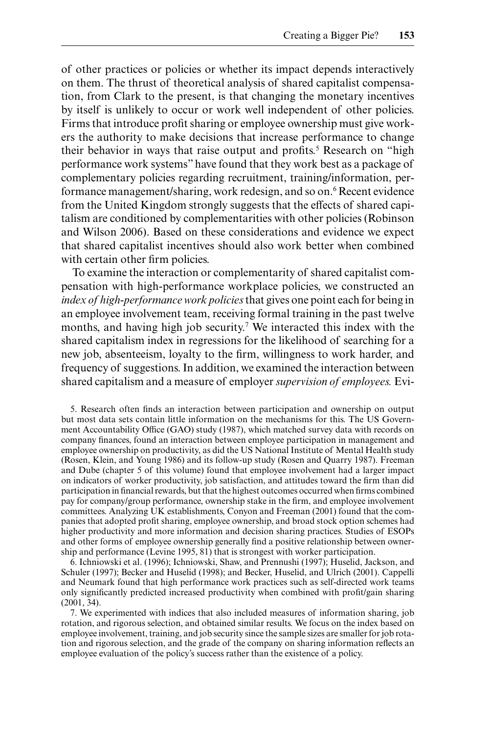of other practices or policies or whether its impact depends interactively on them. The thrust of theoretical analysis of shared capitalist compensation, from Clark to the present, is that changing the monetary incentives by itself is unlikely to occur or work well independent of other policies. Firms that introduce profit sharing or employee ownership must give workers the authority to make decisions that increase performance to change their behavior in ways that raise output and profits.[5] Research on "high performance work systems" have found that they work best as a package of complementary policies regarding recruitment, training/information, performance management/sharing, work redesign, and so on.[6] Recent evidence from the United Kingdom strongly suggests that the effects of shared capitalism are conditioned by complementarities with other policies (Robinson and Wilson 2006). Based on these considerations and evidence we expect that shared capitalist incentives should also work better when combined with certain other firm policies.

To examine the interaction or complementarity of shared capitalist compensation with high-performance workplace policies, we constructed an *index of high-performance work policies* that gives one point each for being in an employee involvement team, receiving formal training in the past twelve months, and having high job security.[7] We interacted this index with the shared capitalism index in regressions for the likelihood of searching for a new job, absenteeism, loyalty to the firm, willingness to work harder, and frequency of suggestions. In addition, we examined the interaction between shared capitalism and a measure of employer *supervision of employees.* Evi-

5. Research often finds an interaction between participation and ownership on output but most data sets contain little information on the mechanisms for this. The US Government Accountability Office (GAO) study (1987), which matched survey data with records on company finances, found an interaction between employee participation in management and employee ownership on productivity, as did the US National Institute of Mental Health study (Rosen, Klein, and Young 1986) and its follow-up study (Rosen and Quarry 1987). Freeman and Dube (chapter 5 of this volume) found that employee involvement had a larger impact on indicators of worker productivity, job satisfaction, and attitudes toward the firm than did participation in financial rewards, but that the highest outcomes occurred when firms combined pay for company/group performance, ownership stake in the firm, and employee involvement committees. Analyzing UK establishments, Conyon and Freeman (2001) found that the companies that adopted profit sharing, employee ownership, and broad stock option schemes had higher productivity and more information and decision sharing practices. Studies of ESOPs and other forms of employee ownership generally find a positive relationship between ownership and performance (Levine 1995, 81) that is strongest with worker participation.

6. Ichniowski et al. (1996); Ichniowski, Shaw, and Prennushi (1997); Huselid, Jackson, and Schuler (1997); Becker and Huselid (1998); and Becker, Huselid, and Ulrich (2001). Cappelli and Neumark found that high performance work practices such as self-directed work teams only significantly predicted increased productivity when combined with profit/gain sharing (2001, 34).

7. We experimented with indices that also included measures of information sharing, job rotation, and rigorous selection, and obtained similar results. We focus on the index based on employee involvement, training, and job security since the sample sizes are smaller for job rotation and rigorous selection, and the grade of the company on sharing information reflects an employee evaluation of the policy's success rather than the existence of a policy.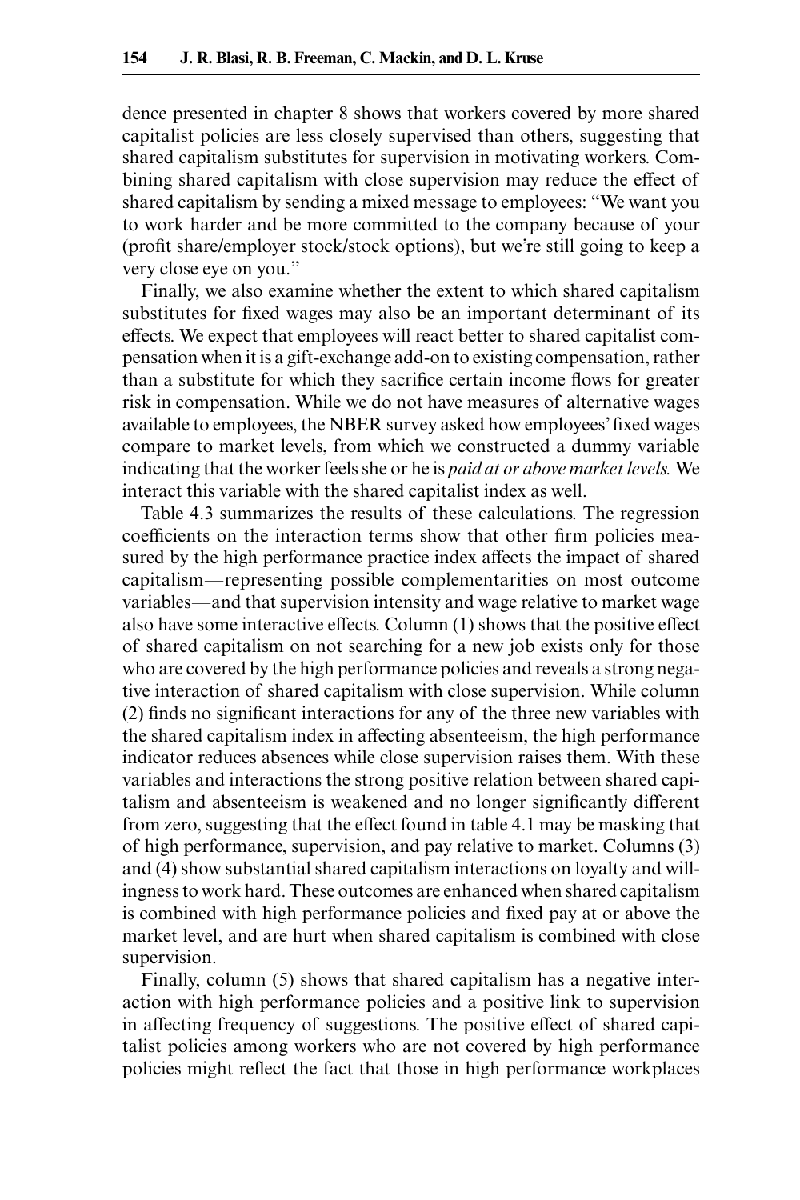dence presented in chapter 8 shows that workers covered by more shared capitalist policies are less closely supervised than others, suggesting that shared capitalism substitutes for supervision in motivating workers. Combining shared capitalism with close supervision may reduce the effect of shared capitalism by sending a mixed message to employees: "We want you to work harder and be more committed to the company because of your (profit share/employer stock/stock options), but we're still going to keep a very close eye on you."

Finally, we also examine whether the extent to which shared capitalism substitutes for fixed wages may also be an important determinant of its effects. We expect that employees will react better to shared capitalist compensation when it is a gift-exchange add-on to existing compensation, rather than a substitute for which they sacrifice certain income flows for greater risk in compensation. While we do not have measures of alternative wages available to employees, the NBER survey asked how employees' fixed wages compare to market levels, from which we constructed a dummy variable indicating that the worker feels she or he is *paid at or above market levels.* We interact this variable with the shared capitalist index as well.

Table 4.3 summarizes the results of these calculations. The regression coefficients on the interaction terms show that other firm policies measured by the high performance practice index affects the impact of shared capitalism—representing possible complementarities on most outcome variables—and that supervision intensity and wage relative to market wage also have some interactive effects. Column (1) shows that the positive effect of shared capitalism on not searching for a new job exists only for those who are covered by the high performance policies and reveals a strong negative interaction of shared capitalism with close supervision. While column (2) finds no significant interactions for any of the three new variables with the shared capitalism index in affecting absenteeism, the high performance indicator reduces absences while close supervision raises them. With these variables and interactions the strong positive relation between shared capitalism and absenteeism is weakened and no longer significantly different from zero, suggesting that the effect found in table 4.1 may be masking that of high performance, supervision, and pay relative to market. Columns (3) and (4) show substantial shared capitalism interactions on loyalty and willingness to work hard. These outcomes are enhanced when shared capitalism is combined with high performance policies and fixed pay at or above the market level, and are hurt when shared capitalism is combined with close supervision.

Finally, column (5) shows that shared capitalism has a negative interaction with high performance policies and a positive link to supervision in affecting frequency of suggestions. The positive effect of shared capitalist policies among workers who are not covered by high performance policies might reflect the fact that those in high performance workplaces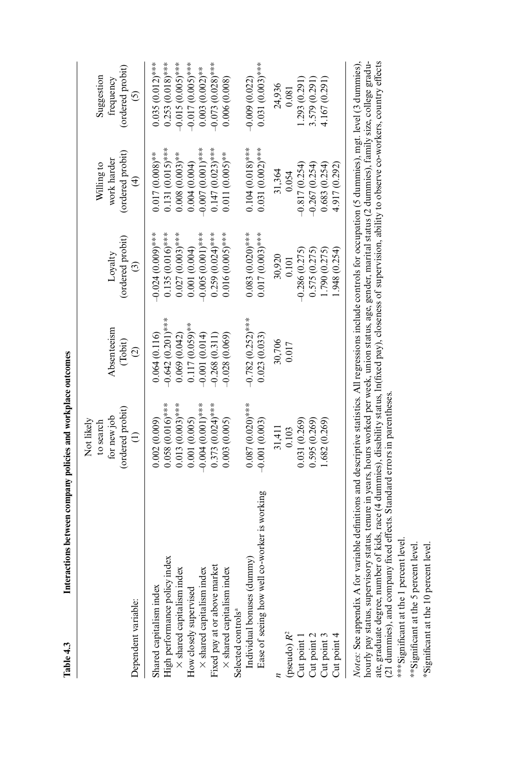**Table 4.3 Interactions between company policies and workplace outcomes**

| Dependent variable: | Not likely to search for new job (ordered probit) (1) | Absenteeism (Tobit) (2) | Loyalty (ordered probit) (3) | Willing to work harder (ordered probit) (4) | Suggestion frequency (ordered probit) (5) |
|---|---|---|---|---|---|
| Shared capitalism index | 0.002 (0.009) | 0.064 (0.116) | −0.024 (0.009)*** | 0.017 (0.008)** | 0.035 (0.012)*** |
| High performance policy index | 0.058 (0.016)*** | −0.642 (0.201)*** | 0.135 (0.016)*** | 0.131 (0.015)*** | 0.253 (0.018)*** |
| × shared capitalism index | 0.013 (0.003)*** | 0.069 (0.042) | 0.027 (0.003)*** | 0.008 (0.003)** | −0.015 (0.005)*** |
| How closely supervised | 0.001 (0.005) | 0.117 (0.059)** | 0.001 (0.004) | 0.004 (0.004) | −0.017 (0.005)*** |
| × shared capitalism index | −0.004 (0.001)*** | −0.001 (0.014) | −0.005 (0.001)*** | −0.007 (0.001)*** | 0.003 (0.002)** |
| Fixed pay at or above market | 0.373 (0.024)*** | −0.268 (0.311) | 0.259 (0.024)*** | 0.147 (0.023)*** | −0.073 (0.028)*** |
| × shared capitalism index | 0.003 (0.005) | −0.028 (0.069) | 0.016 (0.005)*** | 0.011 (0.005)** | 0.006 (0.008) |
| Selected controls[a] | | | | | |
| Individual bonuses (dummy) | 0.087 (0.020)*** | −0.782 (0.252)*** | 0.083 (0.020)*** | 0.104 (0.018)*** | −0.009 (0.022) |
| Ease of seeing how well co-worker is working | −0.001 (0.003) | 0.023 (0.033) | 0.017 (0.003)*** | 0.031 (0.002)*** | 0.031 (0.003)*** |
| $n$ | 31,411 | 30,706 | 30,920 | 31,364 | 24,936 |
| (pseudo) $R^2$ | 0.103 | 0.017 | 0.101 | 0.054 | 0.081 |
| Cut point 1 | 0.031 (0.269) | | −0.286 (0.275) | −0.817 (0.254) | 1.293 (0.291) |
| Cut point 2 | 0.595 (0.269) | | 0.575 (0.275) | −0.267 (0.254) | 3.579 (0.291) |
| Cut point 3 | 1.682 (0.269) | | 1.790 (0.275) | 0.683 (0.254) | 4.167 (0.291) |
| Cut point 4 | | | 1.948 (0.254) | 4.917 (0.292) | |

*Notes:* See appendix A for variable definitions and descriptive statistics. All regressions include controls for occupation (5 dummies), mgt. level (3 dummies), hourly pay status, supervisory status, tenure in years, hours worked per week, union status, age, gender, marital status (2 dummies), family size, college graduate, graduate degree, number of kids, race (4 dummies), disability status, ln(fixed pay), closeness of supervision, ability to observe co-workers, country effects (21 dummies), and company fixed effects. Standard errors in parentheses.

***Significant at the 1 percent level.

**Significant at the 5 percent level.

*Significant at the 10 percent level.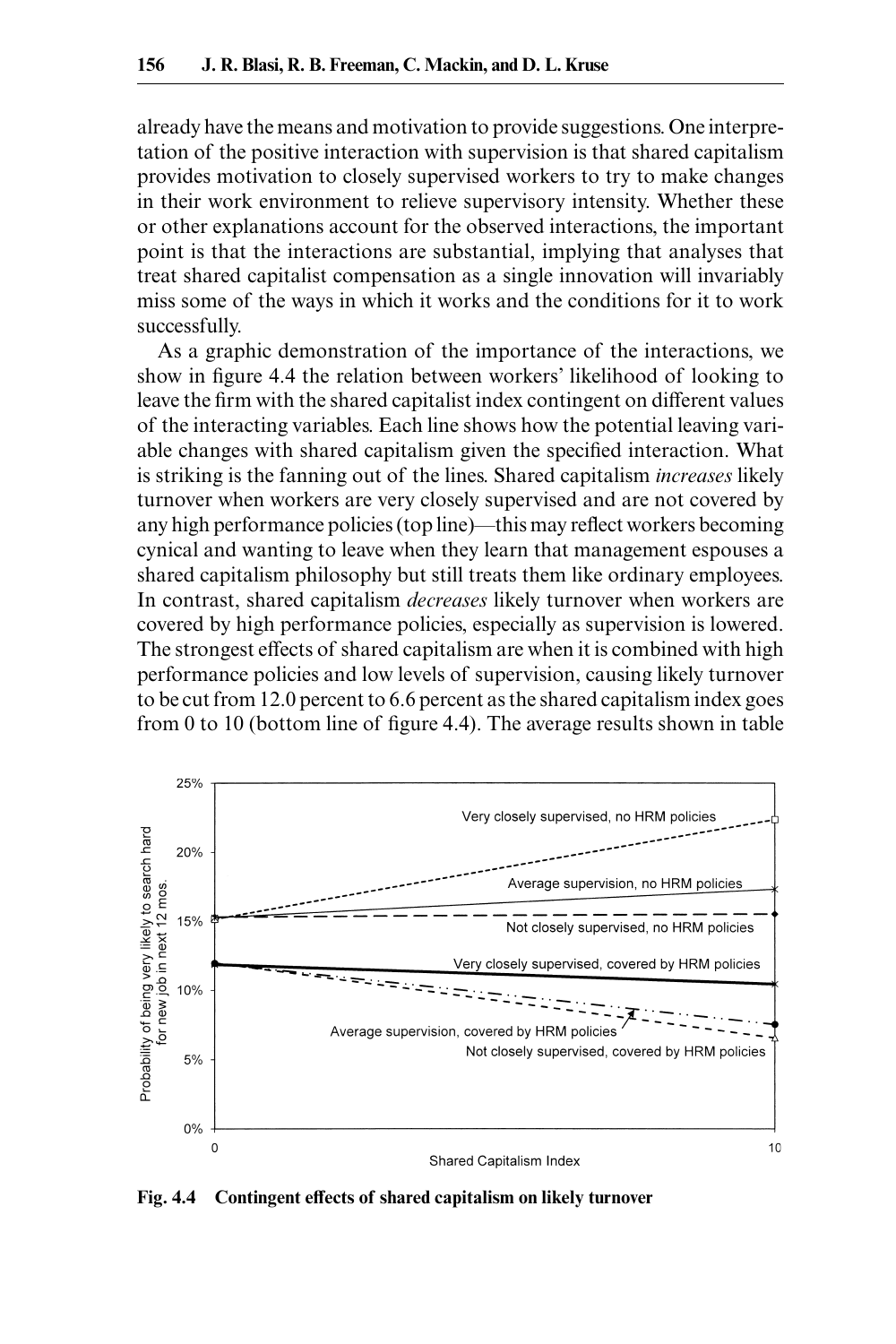already have the means and motivation to provide suggestions. One interpretation of the positive interaction with supervision is that shared capitalism provides motivation to closely supervised workers to try to make changes in their work environment to relieve supervisory intensity. Whether these or other explanations account for the observed interactions, the important point is that the interactions are substantial, implying that analyses that treat shared capitalist compensation as a single innovation will invariably miss some of the ways in which it works and the conditions for it to work successfully.

As a graphic demonstration of the importance of the interactions, we show in figure 4.4 the relation between workers' likelihood of looking to leave the firm with the shared capitalist index contingent on different values of the interacting variables. Each line shows how the potential leaving variable changes with shared capitalism given the specified interaction. What is striking is the fanning out of the lines. Shared capitalism *increases* likely turnover when workers are very closely supervised and are not covered by any high performance policies (top line)—this may reflect workers becoming cynical and wanting to leave when they learn that management espouses a shared capitalism philosophy but still treats them like ordinary employees. In contrast, shared capitalism *decreases* likely turnover when workers are covered by high performance policies, especially as supervision is lowered. The strongest effects of shared capitalism are when it is combined with high performance policies and low levels of supervision, causing likely turnover to be cut from 12.0 percent to 6.6 percent as the shared capitalism index goes from 0 to 10 (bottom line of figure 4.4). The average results shown in table

**Fig. 4.4 Contingent effects of shared capitalism on likely turnover**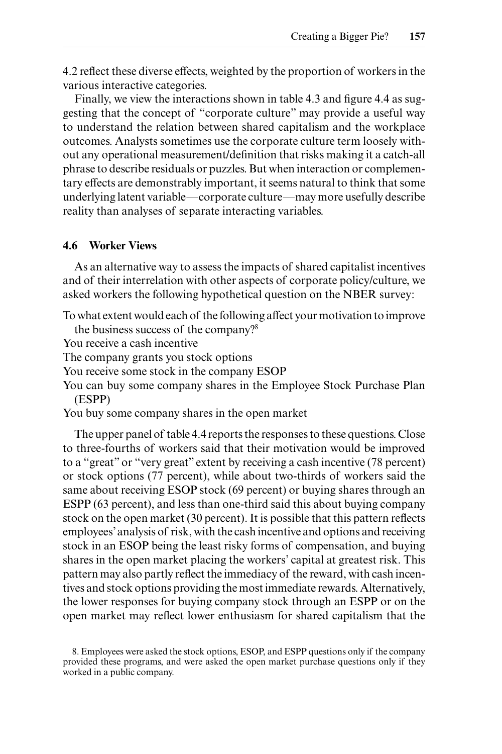4.2 reflect these diverse effects, weighted by the proportion of workers in the various interactive categories.

Finally, we view the interactions shown in table 4.3 and figure 4.4 as suggesting that the concept of "corporate culture" may provide a useful way to understand the relation between shared capitalism and the workplace outcomes. Analysts sometimes use the corporate culture term loosely without any operational measurement/definition that risks making it a catch-all phrase to describe residuals or puzzles. But when interaction or complementary effects are demonstrably important, it seems natural to think that some underlying latent variable—corporate culture—may more usefully describe reality than analyses of separate interacting variables.

## 4.6 Worker Views

As an alternative way to assess the impacts of shared capitalist incentives and of their interrelation with other aspects of corporate policy/culture, we asked workers the following hypothetical question on the NBER survey:

To what extent would each of the following affect your motivation to improve the business success of the company?[8]

You receive a cash incentive

The company grants you stock options

You receive some stock in the company ESOP

You can buy some company shares in the Employee Stock Purchase Plan (ESPP)

You buy some company shares in the open market

The upper panel of table 4.4 reports the responses to these questions. Close to three-fourths of workers said that their motivation would be improved to a "great" or "very great" extent by receiving a cash incentive (78 percent) or stock options (77 percent), while about two-thirds of workers said the same about receiving ESOP stock (69 percent) or buying shares through an ESPP (63 percent), and less than one-third said this about buying company stock on the open market (30 percent). It is possible that this pattern reflects employees' analysis of risk, with the cash incentive and options and receiving stock in an ESOP being the least risky forms of compensation, and buying shares in the open market placing the workers' capital at greatest risk. This pattern may also partly reflect the immediacy of the reward, with cash incentives and stock options providing the most immediate rewards. Alternatively, the lower responses for buying company stock through an ESPP or on the open market may reflect lower enthusiasm for shared capitalism that the

8. Employees were asked the stock options, ESOP, and ESPP questions only if the company provided these programs, and were asked the open market purchase questions only if they worked in a public company.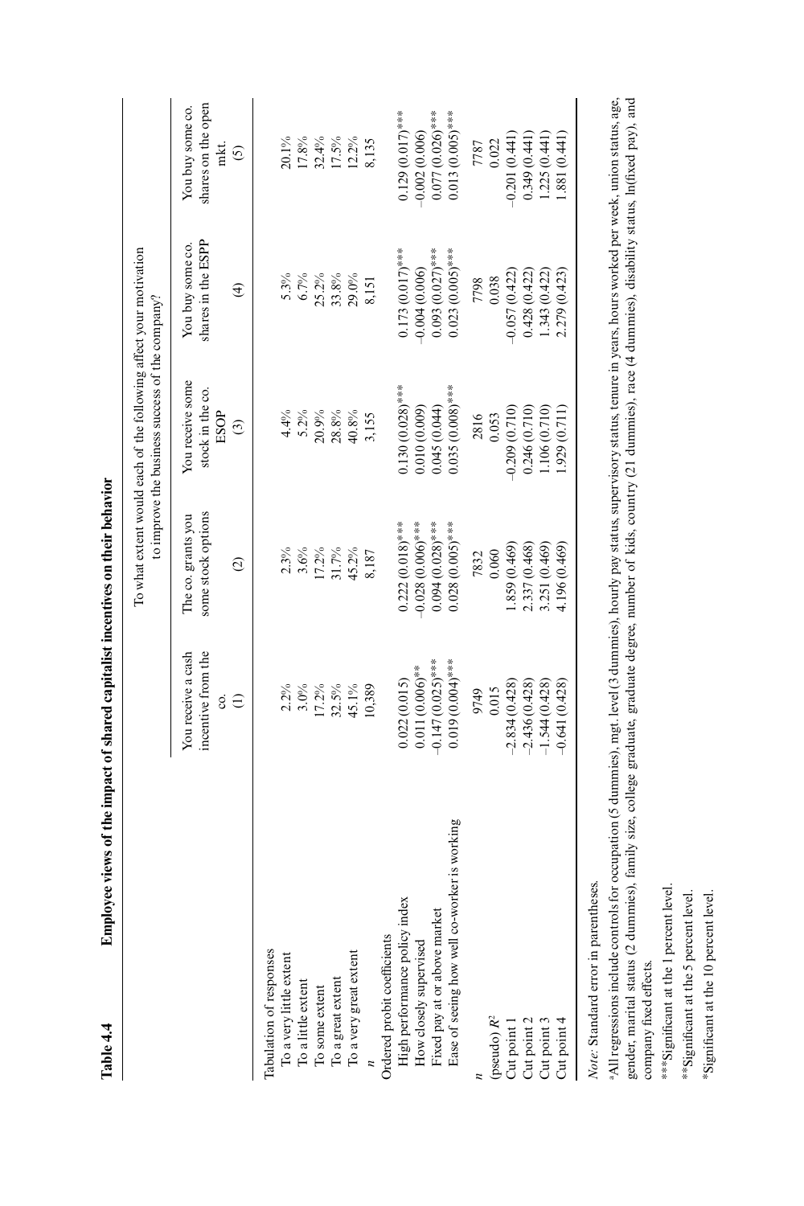**Table 4.4 Employee views of the impact of shared capitalist incentives on their behavior**

| | To what extent would each of the following affect your motivation to improve the business success of the company? | | | | |
|---|---|---|---|---|---|
| | You receive a cash incentive from the co. (1) | The co. grants you some stock options (2) | You receive some stock in the co. ESOP (3) | You buy some co. shares in the ESPP (4) | You buy some co. shares on the open mkt. (5) |
| Tabulation of responses | | | | | |
| To a very little extent | 2.2% | 2.3% | 4.4% | 5.3% | 20.1% |
| To a little extent | 3.0% | 3.6% | 5.2% | 6.7% | 17.8% |
| To some extent | 17.2% | 17.2% | 20.9% | 25.2% | 32.4% |
| To a great extent | 32.5% | 31.7% | 28.8% | 33.8% | 17.5% |
| To a very great extent | 45.1% | 45.2% | 40.8% | 29.0% | 12.2% |
| $n$ | 10,389 | 8,187 | 3,155 | 8,151 | 8,135 |
| Ordered probit coefficients | | | | | |
| High performance policy index | 0.022 (0.015) | 0.222 (0.018)*** | 0.130 (0.028)*** | 0.173 (0.017)*** | 0.129 (0.017)*** |
| How closely supervised | 0.011 (0.006)** | −0.028 (0.006)*** | 0.010 (0.009) | −0.004 (0.006) | −0.002 (0.006) |
| Fixed pay at or above market | −0.147 (0.025)*** | 0.094 (0.028)*** | 0.045 (0.044) | 0.093 (0.027)*** | 0.077 (0.026)*** |
| Ease of seeing how well co-worker is working | 0.019 (0.004)*** | 0.028 (0.005)*** | 0.035 (0.008)*** | 0.023 (0.005)*** | 0.013 (0.005)*** |
| $n$ | 9749 | 7832 | 2816 | 7798 | 7787 |
| (pseudo) $R^2$ | 0.015 | 0.060 | 0.053 | 0.038 | 0.022 |
| Cut point 1 | −2.834 (0.428) | 1.859 (0.469) | −0.209 (0.710) | −0.057 (0.422) | −0.201 (0.441) |
| Cut point 2 | −2.436 (0.428) | 2.337 (0.468) | 0.246 (0.710) | 0.428 (0.422) | 0.349 (0.441) |
| Cut point 3 | −1.544 (0.428) | 3.251 (0.469) | 1.106 (0.710) | 1.343 (0.422) | 1.225 (0.441) |
| Cut point 4 | −0.641 (0.428) | 4.196 (0.469) | 1.929 (0.711) | 2.279 (0.423) | 1.881 (0.441) |

*Note:* Standard error in parentheses.

[a]All regressions include controls for occupation (5 dummies), mgt. level (3 dummies), hourly pay status, supervisory status, tenure in years, hours worked per week, union status, age, gender, marital status (2 dummies), family size, college graduate, graduate degree, number of kids, country (21 dummies), race (4 dummies), disability status, ln(fixed pay), and company fixed effects.

***Significant at the 1 percent level.

**Significant at the 5 percent level.

*Significant at the 10 percent level.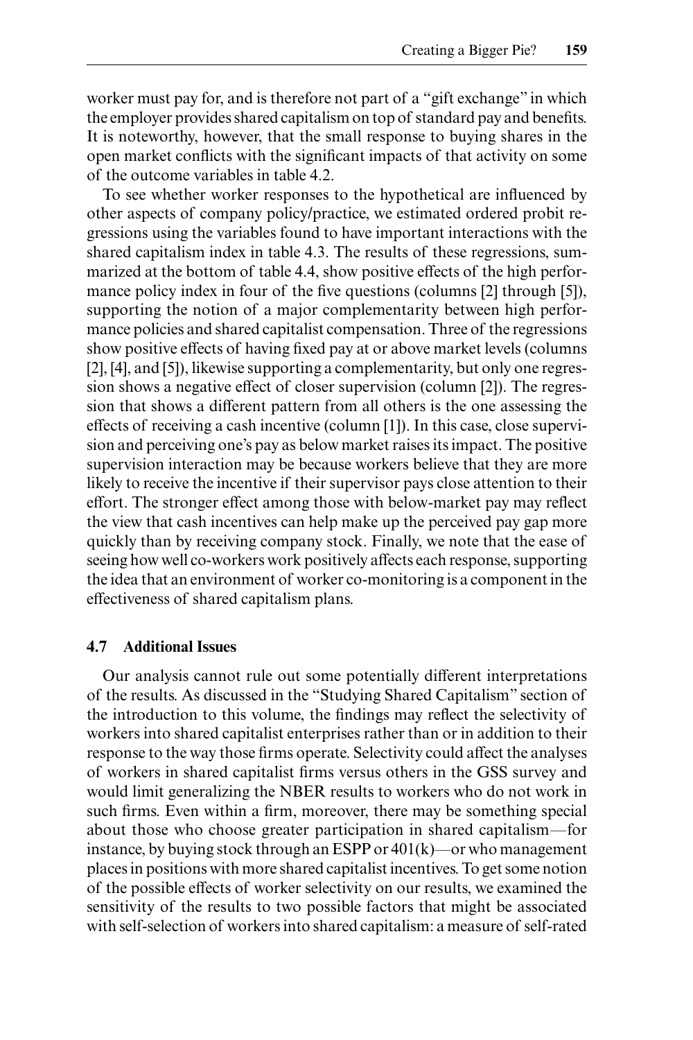worker must pay for, and is therefore not part of a "gift exchange" in which the employer provides shared capitalism on top of standard pay and benefits. It is noteworthy, however, that the small response to buying shares in the open market conflicts with the significant impacts of that activity on some of the outcome variables in table 4.2.

To see whether worker responses to the hypothetical are influenced by other aspects of company policy/practice, we estimated ordered probit regressions using the variables found to have important interactions with the shared capitalism index in table 4.3. The results of these regressions, summarized at the bottom of table 4.4, show positive effects of the high performance policy index in four of the five questions (columns [2] through [5]), supporting the notion of a major complementarity between high performance policies and shared capitalist compensation. Three of the regressions show positive effects of having fixed pay at or above market levels (columns [2], [4], and [5]), likewise supporting a complementarity, but only one regression shows a negative effect of closer supervision (column [2]). The regression that shows a different pattern from all others is the one assessing the effects of receiving a cash incentive (column [1]). In this case, close supervision and perceiving one's pay as below market raises its impact. The positive supervision interaction may be because workers believe that they are more likely to receive the incentive if their supervisor pays close attention to their effort. The stronger effect among those with below-market pay may reflect the view that cash incentives can help make up the perceived pay gap more quickly than by receiving company stock. Finally, we note that the ease of seeing how well co-workers work positively affects each response, supporting the idea that an environment of worker co-monitoring is a component in the effectiveness of shared capitalism plans.

## 4.7 Additional Issues

Our analysis cannot rule out some potentially different interpretations of the results. As discussed in the "Studying Shared Capitalism" section of the introduction to this volume, the findings may reflect the selectivity of workers into shared capitalist enterprises rather than or in addition to their response to the way those firms operate. Selectivity could affect the analyses of workers in shared capitalist firms versus others in the GSS survey and would limit generalizing the NBER results to workers who do not work in such firms. Even within a firm, moreover, there may be something special about those who choose greater participation in shared capitalism—for instance, by buying stock through an ESPP or 401(k)—or who management places in positions with more shared capitalist incentives. To get some notion of the possible effects of worker selectivity on our results, we examined the sensitivity of the results to two possible factors that might be associated with self-selection of workers into shared capitalism: a measure of self-rated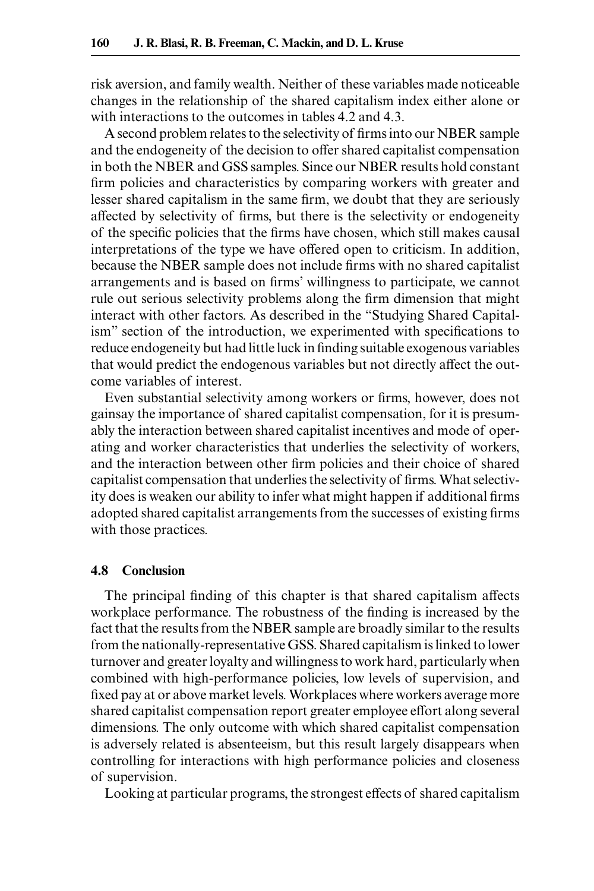risk aversion, and family wealth. Neither of these variables made noticeable changes in the relationship of the shared capitalism index either alone or with interactions to the outcomes in tables 4.2 and 4.3.

A second problem relates to the selectivity of firms into our NBER sample and the endogeneity of the decision to offer shared capitalist compensation in both the NBER and GSS samples. Since our NBER results hold constant firm policies and characteristics by comparing workers with greater and lesser shared capitalism in the same firm, we doubt that they are seriously affected by selectivity of firms, but there is the selectivity or endogeneity of the specific policies that the firms have chosen, which still makes causal interpretations of the type we have offered open to criticism. In addition, because the NBER sample does not include firms with no shared capitalist arrangements and is based on firms' willingness to participate, we cannot rule out serious selectivity problems along the firm dimension that might interact with other factors. As described in the "Studying Shared Capitalism" section of the introduction, we experimented with specifications to reduce endogeneity but had little luck in finding suitable exogenous variables that would predict the endogenous variables but not directly affect the outcome variables of interest.

Even substantial selectivity among workers or firms, however, does not gainsay the importance of shared capitalist compensation, for it is presumably the interaction between shared capitalist incentives and mode of operating and worker characteristics that underlies the selectivity of workers, and the interaction between other firm policies and their choice of shared capitalist compensation that underlies the selectivity of firms. What selectivity does is weaken our ability to infer what might happen if additional firms adopted shared capitalist arrangements from the successes of existing firms with those practices.

## 4.8 Conclusion

The principal finding of this chapter is that shared capitalism affects workplace performance. The robustness of the finding is increased by the fact that the results from the NBER sample are broadly similar to the results from the nationally-representative GSS. Shared capitalism is linked to lower turnover and greater loyalty and willingness to work hard, particularly when combined with high-performance policies, low levels of supervision, and fixed pay at or above market levels. Workplaces where workers average more shared capitalist compensation report greater employee effort along several dimensions. The only outcome with which shared capitalist compensation is adversely related is absenteeism, but this result largely disappears when controlling for interactions with high performance policies and closeness of supervision.

Looking at particular programs, the strongest effects of shared capitalism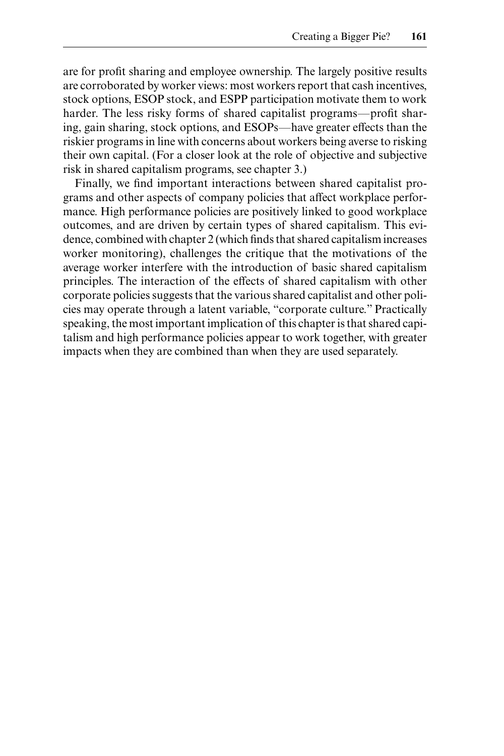are for profit sharing and employee ownership. The largely positive results are corroborated by worker views: most workers report that cash incentives, stock options, ESOP stock, and ESPP participation motivate them to work harder. The less risky forms of shared capitalist programs—profit sharing, gain sharing, stock options, and ESOPs—have greater effects than the riskier programs in line with concerns about workers being averse to risking their own capital. (For a closer look at the role of objective and subjective risk in shared capitalism programs, see chapter 3.)

Finally, we find important interactions between shared capitalist programs and other aspects of company policies that affect workplace performance. High performance policies are positively linked to good workplace outcomes, and are driven by certain types of shared capitalism. This evidence, combined with chapter 2 (which finds that shared capitalism increases worker monitoring), challenges the critique that the motivations of the average worker interfere with the introduction of basic shared capitalism principles. The interaction of the effects of shared capitalism with other corporate policies suggests that the various shared capitalist and other policies may operate through a latent variable, "corporate culture." Practically speaking, the most important implication of this chapter is that shared capitalism and high performance policies appear to work together, with greater impacts when they are combined than when they are used separately.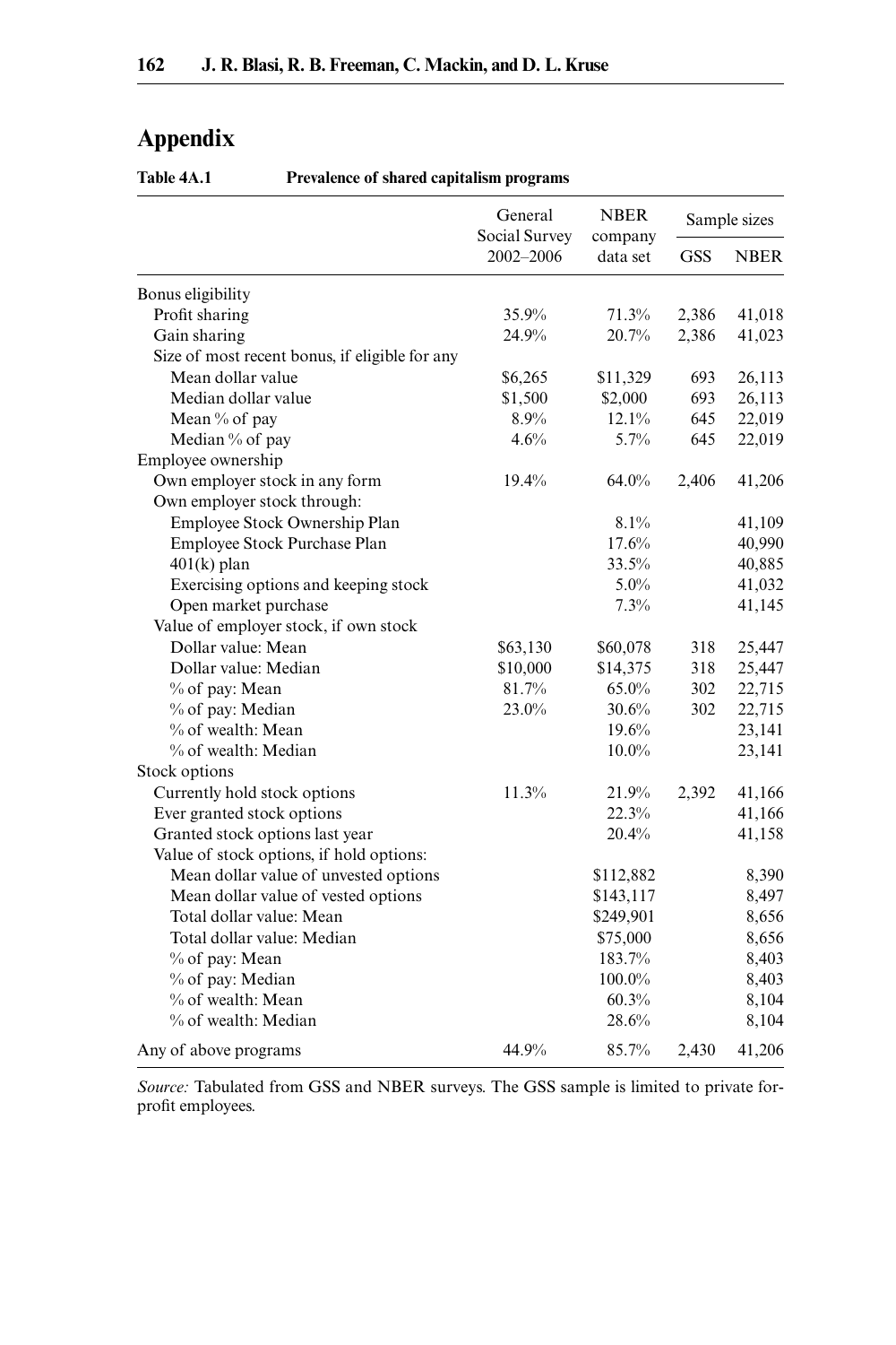## Appendix

**Table 4A.1 Prevalence of shared capitalism programs**

| | General Social Survey 2002–2006 | NBER company data set | Sample sizes | |
|---|---|---|---|---|
| | | | GSS | NBER |
| Bonus eligibility | | | | |
| Profit sharing | 35.9% | 71.3% | 2,386 | 41,018 |
| Gain sharing | 24.9% | 20.7% | 2,386 | 41,023 |
| Size of most recent bonus, if eligible for any | | | | |
| Mean dollar value | $6,265 | $11,329 | 693 | 26,113 |
| Median dollar value | $1,500 | $2,000 | 693 | 26,113 |
| Mean % of pay | 8.9% | 12.1% | 645 | 22,019 |
| Median % of pay | 4.6% | 5.7% | 645 | 22,019 |
| Employee ownership | | | | |
| Own employer stock in any form | 19.4% | 64.0% | 2,406 | 41,206 |
| Own employer stock through: | | | | |
| Employee Stock Ownership Plan | | 8.1% | | 41,109 |
| Employee Stock Purchase Plan | | 17.6% | | 40,990 |
| 401(k) plan | | 33.5% | | 40,885 |
| Exercising options and keeping stock | | 5.0% | | 41,032 |
| Open market purchase | | 7.3% | | 41,145 |
| Value of employer stock, if own stock | | | | |
| Dollar value: Mean | $63,130 | $60,078 | 318 | 25,447 |
| Dollar value: Median | $10,000 | $14,375 | 318 | 25,447 |
| % of pay: Mean | 81.7% | 65.0% | 302 | 22,715 |
| % of pay: Median | 23.0% | 30.6% | 302 | 22,715 |
| % of wealth: Mean | | 19.6% | | 23,141 |
| % of wealth: Median | | 10.0% | | 23,141 |
| Stock options | | | | |
| Currently hold stock options | 11.3% | 21.9% | 2,392 | 41,166 |
| Ever granted stock options | | 22.3% | | 41,166 |
| Granted stock options last year | | 20.4% | | 41,158 |
| Value of stock options, if hold options: | | | | |
| Mean dollar value of unvested options | | $112,882 | | 8,390 |
| Mean dollar value of vested options | | $143,117 | | 8,497 |
| Total dollar value: Mean | | $249,901 | | 8,656 |
| Total dollar value: Median | | $75,000 | | 8,656 |
| % of pay: Mean | | 183.7% | | 8,403 |
| % of pay: Median | | 100.0% | | 8,403 |
| % of wealth: Mean | | 60.3% | | 8,104 |
| % of wealth: Median | | 28.6% | | 8,104 |
| Any of above programs | 44.9% | 85.7% | 2,430 | 41,206 |

*Source:* Tabulated from GSS and NBER surveys. The GSS sample is limited to private for-profit employees.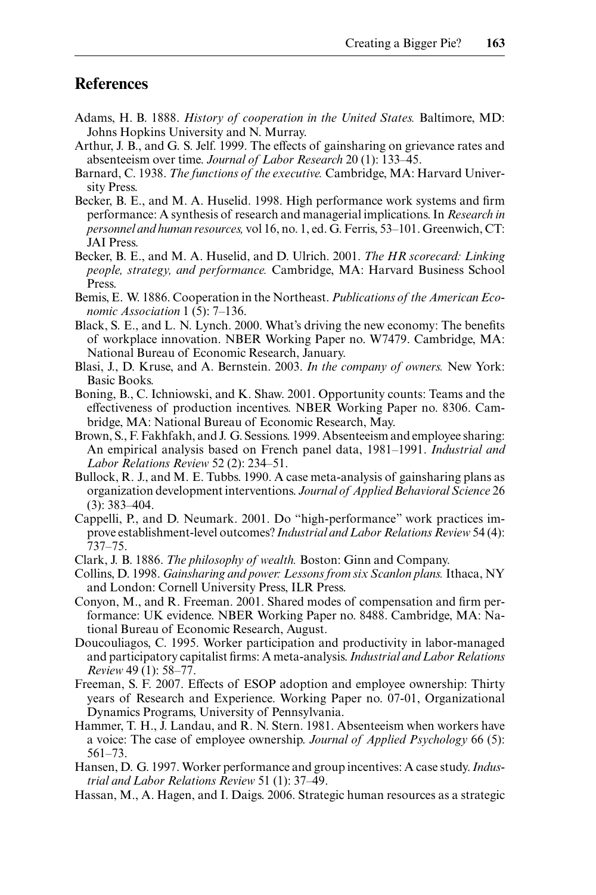## References

Adams, H. B. 1888. *History of cooperation in the United States.* Baltimore, MD: Johns Hopkins University and N. Murray.

Arthur, J. B., and G. S. Jelf. 1999. The effects of gainsharing on grievance rates and absenteeism over time. *Journal of Labor Research* 20 (1): 133–45.

Barnard, C. 1938. *The functions of the executive.* Cambridge, MA: Harvard University Press.

Becker, B. E., and M. A. Huselid. 1998. High performance work systems and firm performance: A synthesis of research and managerial implications. In *Research in personnel and human resources,* vol 16, no. 1, ed. G. Ferris, 53–101. Greenwich, CT: JAI Press.

Becker, B. E., and M. A. Huselid, and D. Ulrich. 2001. *The HR scorecard: Linking people, strategy, and performance.* Cambridge, MA: Harvard Business School Press.

Bemis, E. W. 1886. Cooperation in the Northeast. *Publications of the American Economic Association* 1 (5): 7–136.

Black, S. E., and L. N. Lynch. 2000. What's driving the new economy: The benefits of workplace innovation. NBER Working Paper no. W7479. Cambridge, MA: National Bureau of Economic Research, January.

Blasi, J., D. Kruse, and A. Bernstein. 2003. *In the company of owners.* New York: Basic Books.

Boning, B., C. Ichniowski, and K. Shaw. 2001. Opportunity counts: Teams and the effectiveness of production incentives. NBER Working Paper no. 8306. Cambridge, MA: National Bureau of Economic Research, May.

Brown, S., F. Fakhfakh, and J. G. Sessions. 1999. Absenteeism and employee sharing: An empirical analysis based on French panel data, 1981–1991. *Industrial and Labor Relations Review* 52 (2): 234–51.

Bullock, R. J., and M. E. Tubbs. 1990. A case meta-analysis of gainsharing plans as organization development interventions. *Journal of Applied Behavioral Science* 26 (3): 383–404.

Cappelli, P., and D. Neumark. 2001. Do "high-performance" work practices improve establishment-level outcomes? *Industrial and Labor Relations Review* 54 (4): 737–75.

Clark, J. B. 1886. *The philosophy of wealth.* Boston: Ginn and Company.

Collins, D. 1998. *Gainsharing and power: Lessons from six Scanlon plans.* Ithaca, NY and London: Cornell University Press, ILR Press.

Conyon, M., and R. Freeman. 2001. Shared modes of compensation and firm performance: UK evidence. NBER Working Paper no. 8488. Cambridge, MA: National Bureau of Economic Research, August.

Doucouliagos, C. 1995. Worker participation and productivity in labor-managed and participatory capitalist firms: A meta-analysis. *Industrial and Labor Relations Review* 49 (1): 58–77.

Freeman, S. F. 2007. Effects of ESOP adoption and employee ownership: Thirty years of Research and Experience. Working Paper no. 07-01, Organizational Dynamics Programs, University of Pennsylvania.

Hammer, T. H., J. Landau, and R. N. Stern. 1981. Absenteeism when workers have a voice: The case of employee ownership. *Journal of Applied Psychology* 66 (5): 561–73.

Hansen, D. G. 1997. Worker performance and group incentives: A case study. *Industrial and Labor Relations Review* 51 (1): 37–49.

Hassan, M., A. Hagen, and I. Daigs. 2006. Strategic human resources as a strategic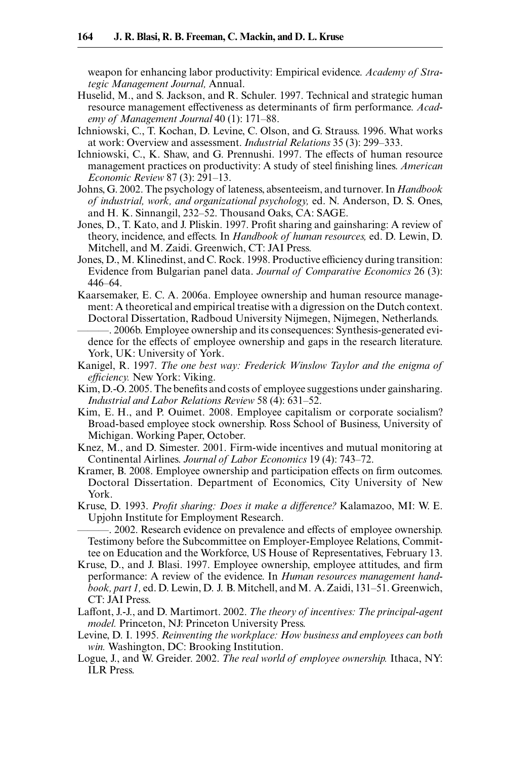weapon for enhancing labor productivity: Empirical evidence. *Academy of Strategic Management Journal,* Annual.

Huselid, M., and S. Jackson, and R. Schuler. 1997. Technical and strategic human resource management effectiveness as determinants of firm performance. *Academy of Management Journal* 40 (1): 171–88.

Ichniowski, C., T. Kochan, D. Levine, C. Olson, and G. Strauss. 1996. What works at work: Overview and assessment. *Industrial Relations* 35 (3): 299–333.

Ichniowski, C., K. Shaw, and G. Prennushi. 1997. The effects of human resource management practices on productivity: A study of steel finishing lines. *American Economic Review* 87 (3): 291–13.

Johns, G. 2002. The psychology of lateness, absenteeism, and turnover. In *Handbook of industrial, work, and organizational psychology,* ed. N. Anderson, D. S. Ones, and H. K. Sinnangil, 232–52. Thousand Oaks, CA: SAGE.

Jones, D., T. Kato, and J. Pliskin. 1997. Profit sharing and gainsharing: A review of theory, incidence, and effects. In *Handbook of human resources,* ed. D. Lewin, D. Mitchell, and M. Zaidi. Greenwich, CT: JAI Press.

Jones, D., M. Klinedinst, and C. Rock. 1998. Productive efficiency during transition: Evidence from Bulgarian panel data. *Journal of Comparative Economics* 26 (3): 446–64.

Kaarsemaker, E. C. A. 2006a. Employee ownership and human resource management: A theoretical and empirical treatise with a digression on the Dutch context. Doctoral Dissertation, Radboud University Nijmegen, Nijmegen, Netherlands.

———. 2006b. Employee ownership and its consequences: Synthesis-generated evidence for the effects of employee ownership and gaps in the research literature. York, UK: University of York.

Kanigel, R. 1997. *The one best way: Frederick Winslow Taylor and the enigma of efficiency.* New York: Viking.

Kim, D.-O. 2005. The benefits and costs of employee suggestions under gainsharing. *Industrial and Labor Relations Review* 58 (4): 631–52.

Kim, E. H., and P. Ouimet. 2008. Employee capitalism or corporate socialism? Broad-based employee stock ownership. Ross School of Business, University of Michigan. Working Paper, October.

Knez, M., and D. Simester. 2001. Firm-wide incentives and mutual monitoring at Continental Airlines. *Journal of Labor Economics* 19 (4): 743–72.

Kramer, B. 2008. Employee ownership and participation effects on firm outcomes. Doctoral Dissertation. Department of Economics, City University of New York.

Kruse, D. 1993. *Profit sharing: Does it make a difference?* Kalamazoo, MI: W. E. Upjohn Institute for Employment Research.

———. 2002. Research evidence on prevalence and effects of employee ownership. Testimony before the Subcommittee on Employer-Employee Relations, Committee on Education and the Workforce, US House of Representatives, February 13.

Kruse, D., and J. Blasi. 1997. Employee ownership, employee attitudes, and firm performance: A review of the evidence. In *Human resources management handbook, part 1,* ed. D. Lewin, D. J. B. Mitchell, and M. A. Zaidi, 131–51. Greenwich, CT: JAI Press.

Laffont, J.-J., and D. Martimort. 2002. *The theory of incentives: The principal-agent model.* Princeton, NJ: Princeton University Press.

Levine, D. I. 1995. *Reinventing the workplace: How business and employees can both win.* Washington, DC: Brooking Institution.

Logue, J., and W. Greider. 2002. *The real world of employee ownership.* Ithaca, NY: ILR Press.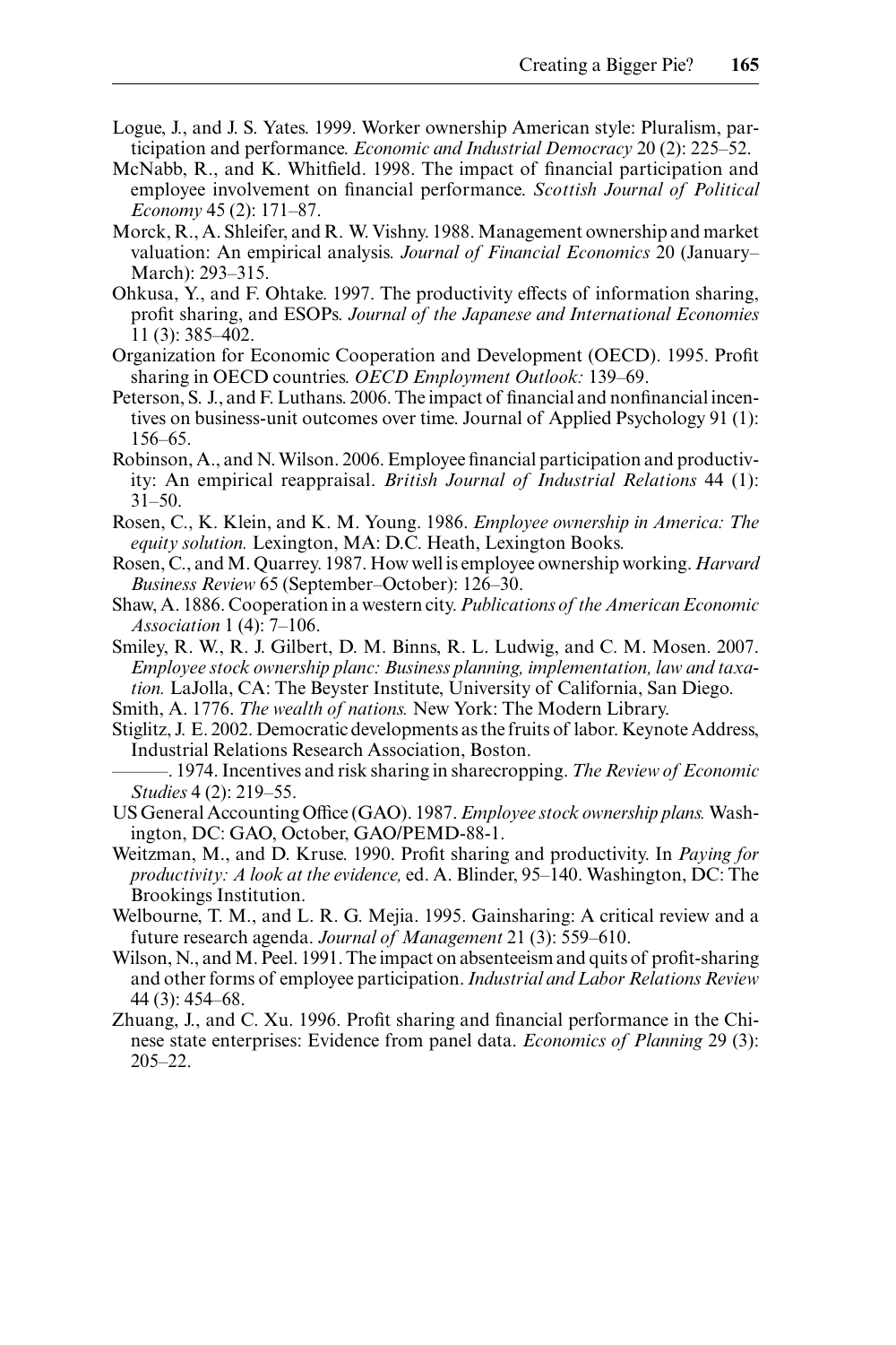Logue, J., and J. S. Yates. 1999. Worker ownership American style: Pluralism, participation and performance. *Economic and Industrial Democracy* 20 (2): 225–52.

McNabb, R., and K. Whitfield. 1998. The impact of financial participation and employee involvement on financial performance. *Scottish Journal of Political Economy* 45 (2): 171–87.

Morck, R., A. Shleifer, and R. W. Vishny. 1988. Management ownership and market valuation: An empirical analysis. *Journal of Financial Economics* 20 (January–March): 293–315.

Ohkusa, Y., and F. Ohtake. 1997. The productivity effects of information sharing, profit sharing, and ESOPs. *Journal of the Japanese and International Economies* 11 (3): 385–402.

Organization for Economic Cooperation and Development (OECD). 1995. Profit sharing in OECD countries. *OECD Employment Outlook:* 139–69.

Peterson, S. J., and F. Luthans. 2006. The impact of financial and nonfinancial incentives on business-unit outcomes over time. Journal of Applied Psychology 91 (1): 156–65.

Robinson, A., and N. Wilson. 2006. Employee financial participation and productivity: An empirical reappraisal. *British Journal of Industrial Relations* 44 (1): 31–50.

Rosen, C., K. Klein, and K. M. Young. 1986. *Employee ownership in America: The equity solution.* Lexington, MA: D.C. Heath, Lexington Books.

Rosen, C., and M. Quarrey. 1987. How well is employee ownership working. *Harvard Business Review* 65 (September–October): 126–30.

Shaw, A. 1886. Cooperation in a western city. *Publications of the American Economic Association* 1 (4): 7–106.

Smiley, R. W., R. J. Gilbert, D. M. Binns, R. L. Ludwig, and C. M. Mosen. 2007. *Employee stock ownership planc: Business planning, implementation, law and taxation.* LaJolla, CA: The Beyster Institute, University of California, San Diego.

Smith, A. 1776. *The wealth of nations.* New York: The Modern Library.

Stiglitz, J. E. 2002. Democratic developments as the fruits of labor. Keynote Address, Industrial Relations Research Association, Boston.

———. 1974. Incentives and risk sharing in sharecropping. *The Review of Economic Studies* 4 (2): 219–55.

US General Accounting Office (GAO). 1987. *Employee stock ownership plans.* Washington, DC: GAO, October, GAO/PEMD-88-1.

Weitzman, M., and D. Kruse. 1990. Profit sharing and productivity. In *Paying for productivity: A look at the evidence,* ed. A. Blinder, 95–140. Washington, DC: The Brookings Institution.

Welbourne, T. M., and L. R. G. Mejia. 1995. Gainsharing: A critical review and a future research agenda. *Journal of Management* 21 (3): 559–610.

Wilson, N., and M. Peel. 1991. The impact on absenteeism and quits of profit-sharing and other forms of employee participation. *Industrial and Labor Relations Review* 44 (3): 454–68.

Zhuang, J., and C. Xu. 1996. Profit sharing and financial performance in the Chinese state enterprises: Evidence from panel data. *Economics of Planning* 29 (3): 205–22.